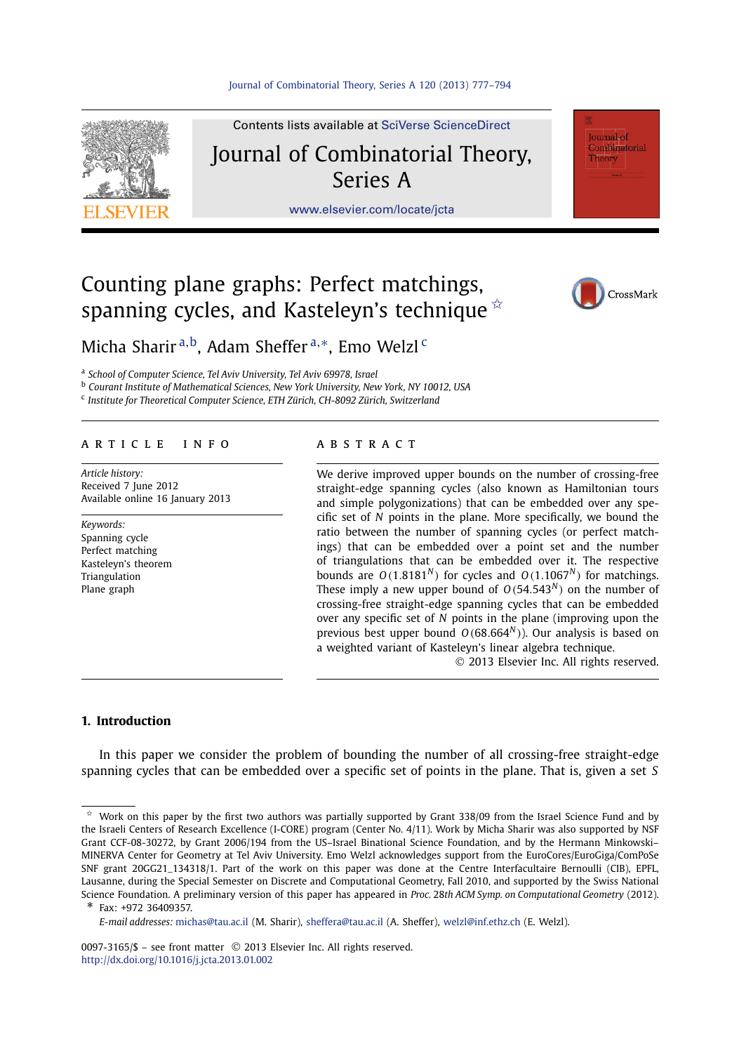# Counting plane graphs: Perfect matchings, spanning cycles, and Kasteleyn's technique ☆

Micha Sharir [a,b], Adam Sheffer [a,*], Emo Welzl [c]

[a] School of Computer Science, Tel Aviv University, Tel Aviv 69978, Israel
[b] Courant Institute of Mathematical Sciences, New York University, New York, NY 10012, USA
[c] Institute for Theoretical Computer Science, ETH Zürich, CH-8092 Zürich, Switzerland

**ARTICLE INFO**

*Article history:*
Received 7 June 2012
Available online 16 January 2013

*Keywords:*
Spanning cycle
Perfect matching
Kasteleyn's theorem
Triangulation
Plane graph

**ABSTRACT**

We derive improved upper bounds on the number of crossing-free straight-edge spanning cycles (also known as Hamiltonian tours and simple polygonizations) that can be embedded over any specific set of $N$ points in the plane. More specifically, we bound the ratio between the number of spanning cycles (or perfect matchings) that can be embedded over a point set and the number of triangulations that can be embedded over it. The respective bounds are $O(1.8181^N)$ for cycles and $O(1.1067^N)$ for matchings. These imply a new upper bound of $O(54.543^N)$ on the number of crossing-free straight-edge spanning cycles that can be embedded over any specific set of $N$ points in the plane (improving upon the previous best upper bound $O(68.664^N)$). Our analysis is based on a weighted variant of Kasteleyn's linear algebra technique.

© 2013 Elsevier Inc. All rights reserved.

## 1. Introduction

In this paper we consider the problem of bounding the number of all crossing-free straight-edge spanning cycles that can be embedded over a specific set of points in the plane. That is, given a set $S$

---

☆ Work on this paper by the first two authors was partially supported by Grant 338/09 from the Israel Science Fund and by the Israeli Centers of Research Excellence (I-CORE) program (Center No. 4/11). Work by Micha Sharir was also supported by NSF Grant CCF-08-30272, by Grant 2006/194 from the US–Israel Binational Science Foundation, and by the Hermann Minkowski–MINERVA Center for Geometry at Tel Aviv University. Emo Welzl acknowledges support from the EuroCores/EuroGiga/ComPoSe SNF grant 20GG21_134318/1. Part of the work on this paper was done at the Centre Interfacultaire Bernoulli (CIB), EPFL, Lausanne, during the Special Semester on Discrete and Computational Geometry, Fall 2010, and supported by the Swiss National Science Foundation. A preliminary version of this paper has appeared in *Proc. 28th ACM Symp. on Computational Geometry* (2012).

\* Fax: +972 36409357.

*E-mail addresses:* michas@tau.ac.il (M. Sharir), sheffera@tau.ac.il (A. Sheffer), welzl@inf.ethz.ch (E. Welzl).

0097-3165/$ – see front matter © 2013 Elsevier Inc. All rights reserved.
http://dx.doi.org/10.1016/j.jcta.2013.01.002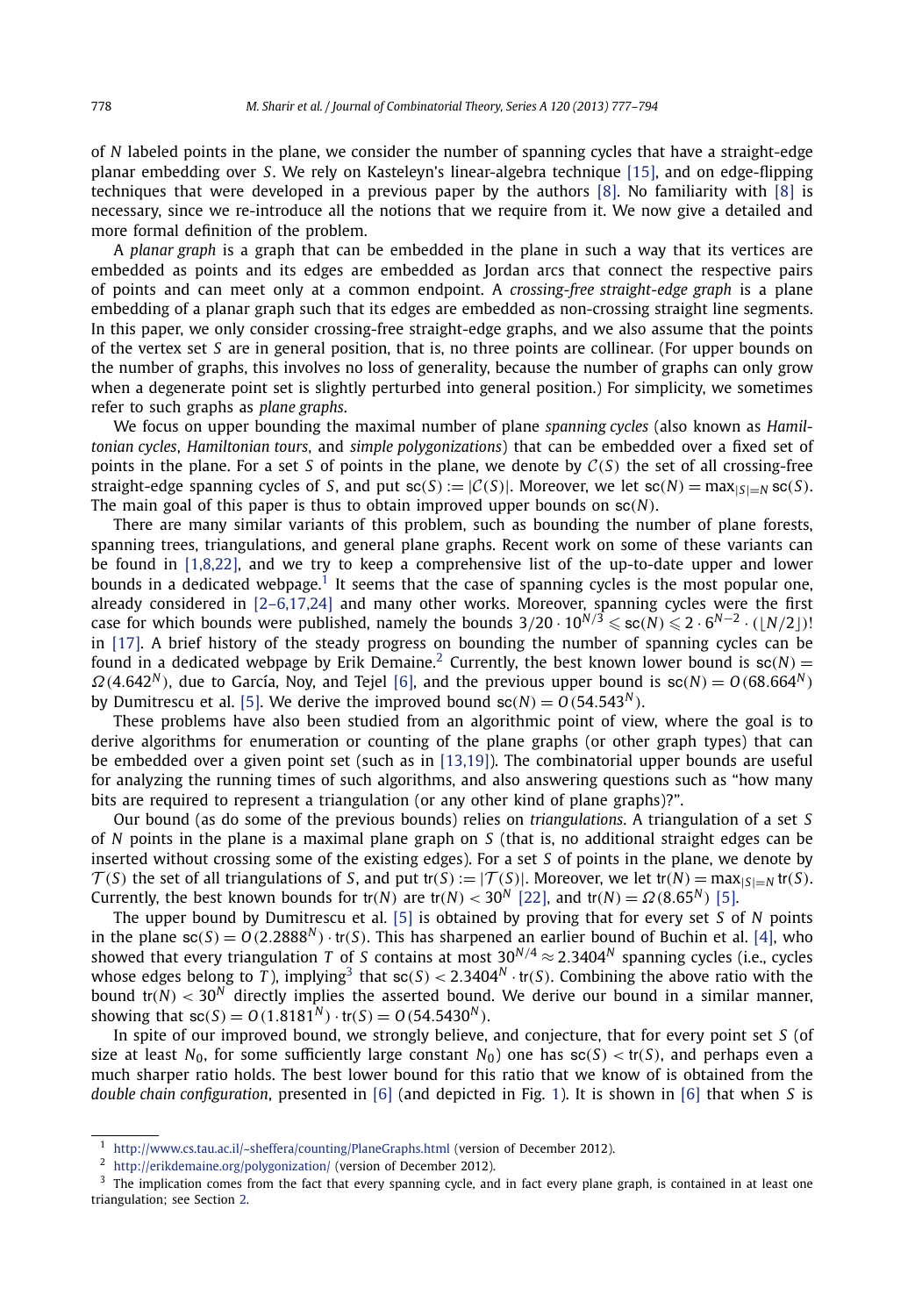of $N$ labeled points in the plane, we consider the number of spanning cycles that have a straight-edge planar embedding over $S$. We rely on Kasteleyn's linear-algebra technique [15], and on edge-flipping techniques that were developed in a previous paper by the authors [8]. No familiarity with [8] is necessary, since we re-introduce all the notions that we require from it. We now give a detailed and more formal definition of the problem.

A *planar graph* is a graph that can be embedded in the plane in such a way that its vertices are embedded as points and its edges are embedded as Jordan arcs that connect the respective pairs of points and can meet only at a common endpoint. A *crossing-free straight-edge graph* is a plane embedding of a planar graph such that its edges are embedded as non-crossing straight line segments. In this paper, we only consider crossing-free straight-edge graphs, and we also assume that the points of the vertex set $S$ are in general position, that is, no three points are collinear. (For upper bounds on the number of graphs, this involves no loss of generality, because the number of graphs can only grow when a degenerate point set is slightly perturbed into general position.) For simplicity, we sometimes refer to such graphs as *plane graphs*.

We focus on upper bounding the maximal number of plane *spanning cycles* (also known as *Hamiltonian cycles*, *Hamiltonian tours*, and *simple polygonizations*) that can be embedded over a fixed set of points in the plane. For a set $S$ of points in the plane, we denote by $\mathcal{C}(S)$ the set of all crossing-free straight-edge spanning cycles of $S$, and put $\mathsf{sc}(S) := |\mathcal{C}(S)|$. Moreover, we let $\mathsf{sc}(N) = \max_{|S|=N} \mathsf{sc}(S)$. The main goal of this paper is thus to obtain improved upper bounds on $\mathsf{sc}(N)$.

There are many similar variants of this problem, such as bounding the number of plane forests, spanning trees, triangulations, and general plane graphs. Recent work on some of these variants can be found in [1,8,22], and we try to keep a comprehensive list of the up-to-date upper and lower bounds in a dedicated webpage.[1] It seems that the case of spanning cycles is the most popular one, already considered in [2–6,17,24] and many other works. Moreover, spanning cycles were the first case for which bounds were published, namely the bounds $3/20 \cdot 10^{N/3} \leqslant \mathsf{sc}(N) \leqslant 2 \cdot 6^{N-2} \cdot (\lfloor N/2 \rfloor)!$ in [17]. A brief history of the steady progress on bounding the number of spanning cycles can be found in a dedicated webpage by Erik Demaine.[2] Currently, the best known lower bound is $\mathsf{sc}(N) = \Omega(4.642^N)$, due to García, Noy, and Tejel [6], and the previous upper bound is $\mathsf{sc}(N) = O(68.664^N)$ by Dumitrescu et al. [5]. We derive the improved bound $\mathsf{sc}(N) = O(54.543^N)$.

These problems have also been studied from an algorithmic point of view, where the goal is to derive algorithms for enumeration or counting of the plane graphs (or other graph types) that can be embedded over a given point set (such as in [13,19]). The combinatorial upper bounds are useful for analyzing the running times of such algorithms, and also answering questions such as "how many bits are required to represent a triangulation (or any other kind of plane graphs)?".

Our bound (as do some of the previous bounds) relies on *triangulations*. A triangulation of a set $S$ of $N$ points in the plane is a maximal plane graph on $S$ (that is, no additional straight edges can be inserted without crossing some of the existing edges). For a set $S$ of points in the plane, we denote by $\mathcal{T}(S)$ the set of all triangulations of $S$, and put $\mathsf{tr}(S) := |\mathcal{T}(S)|$. Moreover, we let $\mathsf{tr}(N) = \max_{|S|=N} \mathsf{tr}(S)$. Currently, the best known bounds for $\mathsf{tr}(N)$ are $\mathsf{tr}(N) < 30^N$ [22], and $\mathsf{tr}(N) = \Omega(8.65^N)$ [5].

The upper bound by Dumitrescu et al. [5] is obtained by proving that for every set $S$ of $N$ points in the plane $\mathsf{sc}(S) = O(2.2888^N) \cdot \mathsf{tr}(S)$. This has sharpened an earlier bound of Buchin et al. [4], who showed that every triangulation $T$ of $S$ contains at most $30^{N/4} \approx 2.3404^N$ spanning cycles (i.e., cycles whose edges belong to $T$), implying[3] that $\mathsf{sc}(S) < 2.3404^N \cdot \mathsf{tr}(S)$. Combining the above ratio with the bound $\mathsf{tr}(N) < 30^N$ directly implies the asserted bound. We derive our bound in a similar manner, showing that $\mathsf{sc}(S) = O(1.8181^N) \cdot \mathsf{tr}(S) = O(54.5430^N)$.

In spite of our improved bound, we strongly believe, and conjecture, that for every point set $S$ (of size at least $N_0$, for some sufficiently large constant $N_0$) one has $\mathsf{sc}(S) < \mathsf{tr}(S)$, and perhaps even a much sharper ratio holds. The best lower bound for this ratio that we know of is obtained from the *double chain configuration*, presented in [6] (and depicted in Fig. 1). It is shown in [6] that when $S$ is

---

[1] http://www.cs.tau.ac.il/~sheffera/counting/PlaneGraphs.html (version of December 2012).

[2] http://erikdemaine.org/polygonization/ (version of December 2012).

[3] The implication comes from the fact that every spanning cycle, and in fact every plane graph, is contained in at least one triangulation; see Section 2.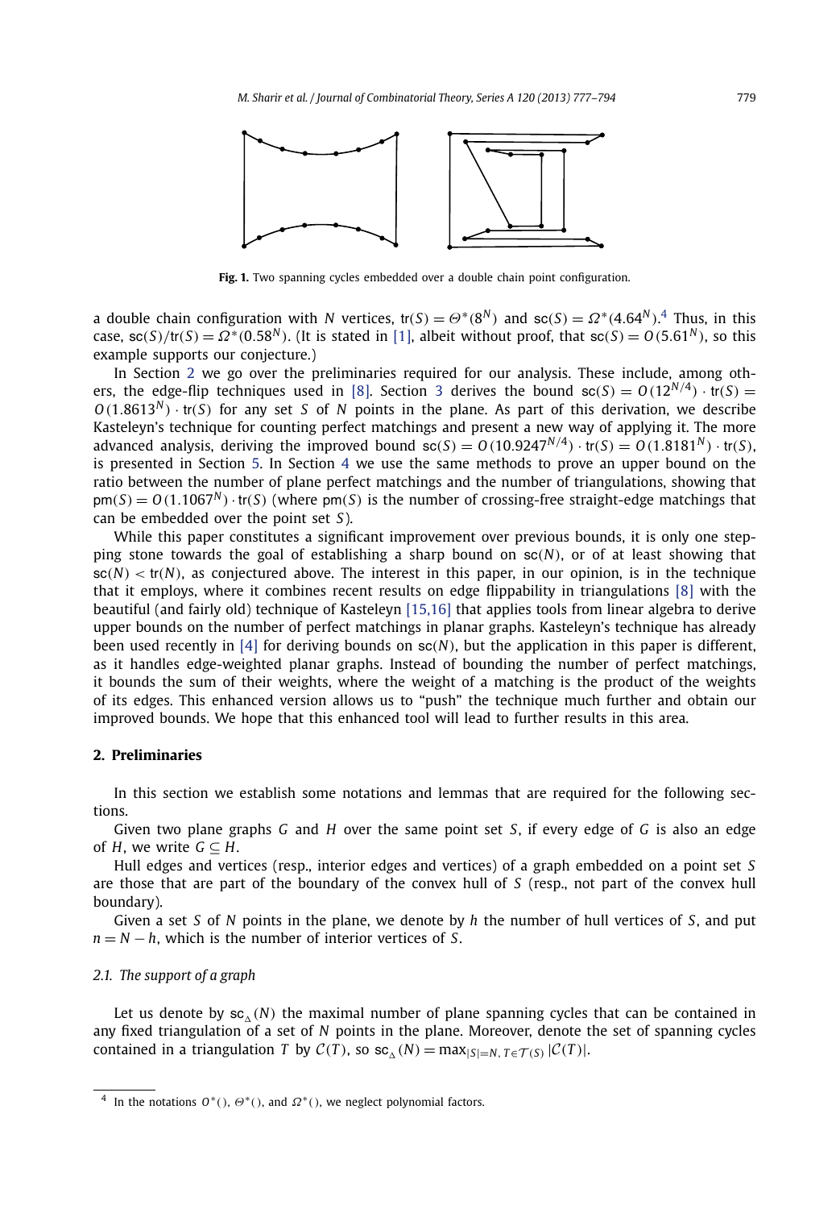**Fig. 1.** Two spanning cycles embedded over a double chain point configuration.

a double chain configuration with $N$ vertices, $\mathsf{tr}(S) = \Theta^*(8^N)$ and $\mathsf{sc}(S) = \Omega^*(4.64^N)$.[4] Thus, in this case, $\mathsf{sc}(S)/\mathsf{tr}(S) = \Omega^*(0.58^N)$. (It is stated in [1], albeit without proof, that $\mathsf{sc}(S) = O(5.61^N)$, so this example supports our conjecture.)

In Section 2 we go over the preliminaries required for our analysis. These include, among others, the edge-flip techniques used in [8]. Section 3 derives the bound $\mathsf{sc}(S) = O(12^{N/4}) \cdot \mathsf{tr}(S) = O(1.8613^N) \cdot \mathsf{tr}(S)$ for any set $S$ of $N$ points in the plane. As part of this derivation, we describe Kasteleyn's technique for counting perfect matchings and present a new way of applying it. The more advanced analysis, deriving the improved bound $\mathsf{sc}(S) = O(10.9247^{N/4}) \cdot \mathsf{tr}(S) = O(1.8181^N) \cdot \mathsf{tr}(S)$, is presented in Section 5. In Section 4 we use the same methods to prove an upper bound on the ratio between the number of plane perfect matchings and the number of triangulations, showing that $\mathsf{pm}(S) = O(1.1067^N) \cdot \mathsf{tr}(S)$ (where $\mathsf{pm}(S)$ is the number of crossing-free straight-edge matchings that can be embedded over the point set $S$).

While this paper constitutes a significant improvement over previous bounds, it is only one stepping stone towards the goal of establishing a sharp bound on $\mathsf{sc}(N)$, or of at least showing that $\mathsf{sc}(N) < \mathsf{tr}(N)$, as conjectured above. The interest in this paper, in our opinion, is in the technique that it employs, where it combines recent results on edge flippability in triangulations [8] with the beautiful (and fairly old) technique of Kasteleyn [15,16] that applies tools from linear algebra to derive upper bounds on the number of perfect matchings in planar graphs. Kasteleyn's technique has already been used recently in [4] for deriving bounds on $\mathsf{sc}(N)$, but the application in this paper is different, as it handles edge-weighted planar graphs. Instead of bounding the number of perfect matchings, it bounds the sum of their weights, where the weight of a matching is the product of the weights of its edges. This enhanced version allows us to "push" the technique much further and obtain our improved bounds. We hope that this enhanced tool will lead to further results in this area.

## 2. Preliminaries

In this section we establish some notations and lemmas that are required for the following sections.

Given two plane graphs $G$ and $H$ over the same point set $S$, if every edge of $G$ is also an edge of $H$, we write $G \subseteq H$.

Hull edges and vertices (resp., interior edges and vertices) of a graph embedded on a point set $S$ are those that are part of the boundary of the convex hull of $S$ (resp., not part of the convex hull boundary).

Given a set $S$ of $N$ points in the plane, we denote by $h$ the number of hull vertices of $S$, and put $n = N - h$, which is the number of interior vertices of $S$.

### 2.1. The support of a graph

Let us denote by $\mathsf{sc}_{\triangle}(N)$ the maximal number of plane spanning cycles that can be contained in any fixed triangulation of a set of $N$ points in the plane. Moreover, denote the set of spanning cycles contained in a triangulation $T$ by $\mathcal{C}(T)$, so $\mathsf{sc}_{\triangle}(N) = \max_{|S|=N,\, T \in \mathcal{T}(S)} |\mathcal{C}(T)|$.

[4] In the notations $O^*()$, $\Theta^*()$, and $\Omega^*()$, we neglect polynomial factors.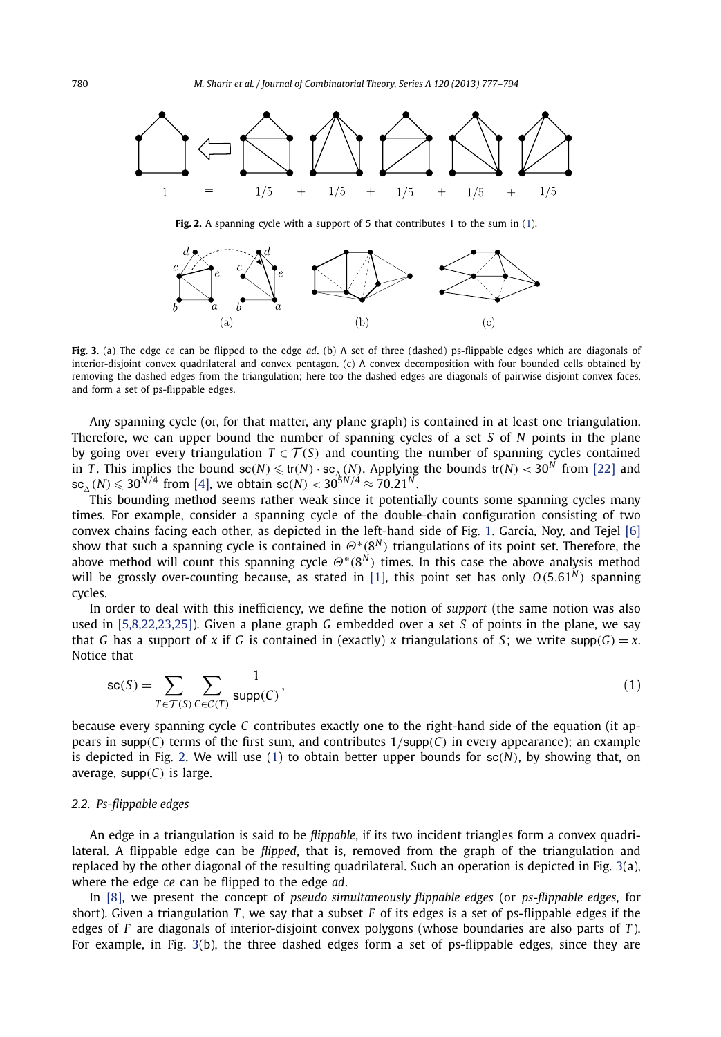1 = 1/5 + 1/5 + 1/5 + 1/5 + 1/5

**Fig. 2.** A spanning cycle with a support of 5 that contributes 1 to the sum in (1).

**Fig. 3.** (a) The edge *ce* can be flipped to the edge *ad*. (b) A set of three (dashed) ps-flippable edges which are diagonals of interior-disjoint convex quadrilateral and convex pentagon. (c) A convex decomposition with four bounded cells obtained by removing the dashed edges from the triangulation; here too the dashed edges are diagonals of pairwise disjoint convex faces, and form a set of ps-flippable edges.

Any spanning cycle (or, for that matter, any plane graph) is contained in at least one triangulation. Therefore, we can upper bound the number of spanning cycles of a set $S$ of $N$ points in the plane by going over every triangulation $T \in \mathcal{T}(S)$ and counting the number of spanning cycles contained in $T$. This implies the bound $\mathsf{sc}(N) \leqslant \mathsf{tr}(N) \cdot \mathsf{sc}_{\Delta}(N)$. Applying the bounds $\mathsf{tr}(N) < 30^N$ from [22] and $\mathsf{sc}_{\Delta}(N) \leqslant 30^{N/4}$ from [4], we obtain $\mathsf{sc}(N) < 30^{5N/4} \approx 70.21^N$.

This bounding method seems rather weak since it potentially counts some spanning cycles many times. For example, consider a spanning cycle of the double-chain configuration consisting of two convex chains facing each other, as depicted in the left-hand side of Fig. 1. García, Noy, and Tejel [6] show that such a spanning cycle is contained in $\Theta^*(8^N)$ triangulations of its point set. Therefore, the above method will count this spanning cycle $\Theta^*(8^N)$ times. In this case the above analysis method will be grossly over-counting because, as stated in [1], this point set has only $O(5.61^N)$ spanning cycles.

In order to deal with this inefficiency, we define the notion of *support* (the same notion was also used in [5,8,22,23,25]). Given a plane graph $G$ embedded over a set $S$ of points in the plane, we say that $G$ has a support of $x$ if $G$ is contained in (exactly) $x$ triangulations of $S$; we write $\mathsf{supp}(G) = x$. Notice that

$$\mathsf{sc}(S) = \sum_{T \in \mathcal{T}(S)} \sum_{C \in \mathcal{C}(T)} \frac{1}{\mathsf{supp}(C)}, \tag{1}$$

because every spanning cycle $C$ contributes exactly one to the right-hand side of the equation (it appears in $\mathsf{supp}(C)$ terms of the first sum, and contributes $1/\mathsf{supp}(C)$ in every appearance); an example is depicted in Fig. 2. We will use (1) to obtain better upper bounds for $\mathsf{sc}(N)$, by showing that, on average, $\mathsf{supp}(C)$ is large.

### 2.2. Ps-flippable edges

An edge in a triangulation is said to be *flippable*, if its two incident triangles form a convex quadrilateral. A flippable edge can be *flipped*, that is, removed from the graph of the triangulation and replaced by the other diagonal of the resulting quadrilateral. Such an operation is depicted in Fig. 3(a), where the edge *ce* can be flipped to the edge *ad*.

In [8], we present the concept of *pseudo simultaneously flippable edges* (or *ps-flippable edges*, for short). Given a triangulation $T$, we say that a subset $F$ of its edges is a set of ps-flippable edges if the edges of $F$ are diagonals of interior-disjoint convex polygons (whose boundaries are also parts of $T$). For example, in Fig. 3(b), the three dashed edges form a set of ps-flippable edges, since they are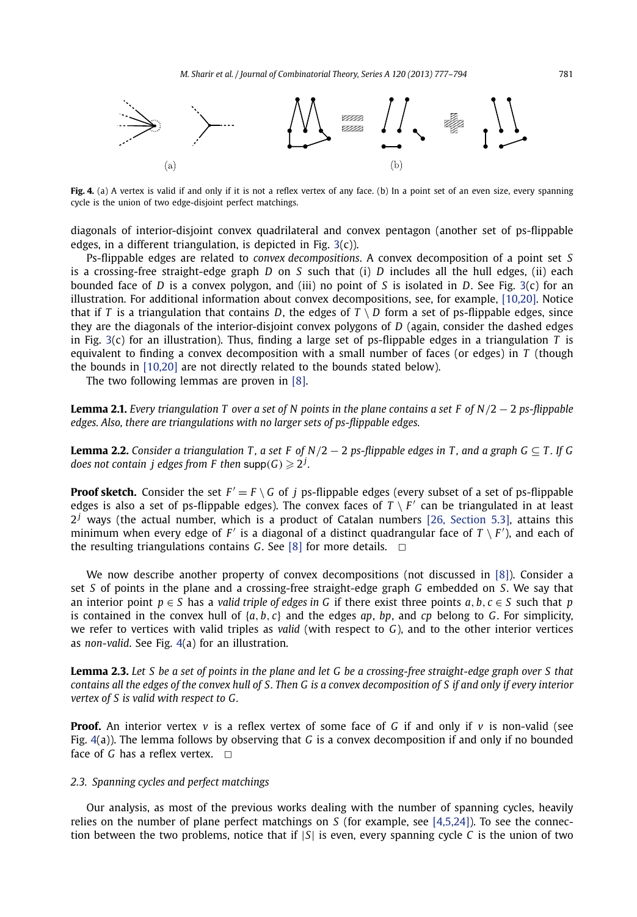(a) (b)

**Fig. 4.** (a) A vertex is valid if and only if it is not a reflex vertex of any face. (b) In a point set of an even size, every spanning cycle is the union of two edge-disjoint perfect matchings.

diagonals of interior-disjoint convex quadrilateral and convex pentagon (another set of ps-flippable edges, in a different triangulation, is depicted in Fig. 3(c)).

Ps-flippable edges are related to *convex decompositions*. A convex decomposition of a point set $S$ is a crossing-free straight-edge graph $D$ on $S$ such that (i) $D$ includes all the hull edges, (ii) each bounded face of $D$ is a convex polygon, and (iii) no point of $S$ is isolated in $D$. See Fig. 3(c) for an illustration. For additional information about convex decompositions, see, for example, [10,20]. Notice that if $T$ is a triangulation that contains $D$, the edges of $T \setminus D$ form a set of ps-flippable edges, since they are the diagonals of the interior-disjoint convex polygons of $D$ (again, consider the dashed edges in Fig. 3(c) for an illustration). Thus, finding a large set of ps-flippable edges in a triangulation $T$ is equivalent to finding a convex decomposition with a small number of faces (or edges) in $T$ (though the bounds in [10,20] are not directly related to the bounds stated below).

The two following lemmas are proven in [8].

**Lemma 2.1.** *Every triangulation $T$ over a set of $N$ points in the plane contains a set $F$ of $N/2-2$ ps-flippable edges. Also, there are triangulations with no larger sets of ps-flippable edges.*

**Lemma 2.2.** *Consider a triangulation $T$, a set $F$ of $N/2-2$ ps-flippable edges in $T$, and a graph $G \subseteq T$. If $G$ does not contain $j$ edges from $F$ then $\operatorname{supp}(G) \geqslant 2^j$.*

**Proof sketch.** Consider the set $F' = F \setminus G$ of $j$ ps-flippable edges (every subset of a set of ps-flippable edges is also a set of ps-flippable edges). The convex faces of $T \setminus F'$ can be triangulated in at least $2^j$ ways (the actual number, which is a product of Catalan numbers [26, Section 5.3], attains this minimum when every edge of $F'$ is a diagonal of a distinct quadrangular face of $T \setminus F'$), and each of the resulting triangulations contains $G$. See [8] for more details. $\square$

We now describe another property of convex decompositions (not discussed in [8]). Consider a set $S$ of points in the plane and a crossing-free straight-edge graph $G$ embedded on $S$. We say that an interior point $p \in S$ has a *valid triple of edges in $G$* if there exist three points $a, b, c \in S$ such that $p$ is contained in the convex hull of $\{a, b, c\}$ and the edges $ap$, $bp$, and $cp$ belong to $G$. For simplicity, we refer to vertices with valid triples as *valid* (with respect to $G$), and to the other interior vertices as *non-valid*. See Fig. 4(a) for an illustration.

**Lemma 2.3.** *Let $S$ be a set of points in the plane and let $G$ be a crossing-free straight-edge graph over $S$ that contains all the edges of the convex hull of $S$. Then $G$ is a convex decomposition of $S$ if and only if every interior vertex of $S$ is valid with respect to $G$.*

**Proof.** An interior vertex $v$ is a reflex vertex of some face of $G$ if and only if $v$ is non-valid (see Fig. 4(a)). The lemma follows by observing that $G$ is a convex decomposition if and only if no bounded face of $G$ has a reflex vertex. $\square$

### 2.3. Spanning cycles and perfect matchings

Our analysis, as most of the previous works dealing with the number of spanning cycles, heavily relies on the number of plane perfect matchings on $S$ (for example, see [4,5,24]). To see the connection between the two problems, notice that if $|S|$ is even, every spanning cycle $C$ is the union of two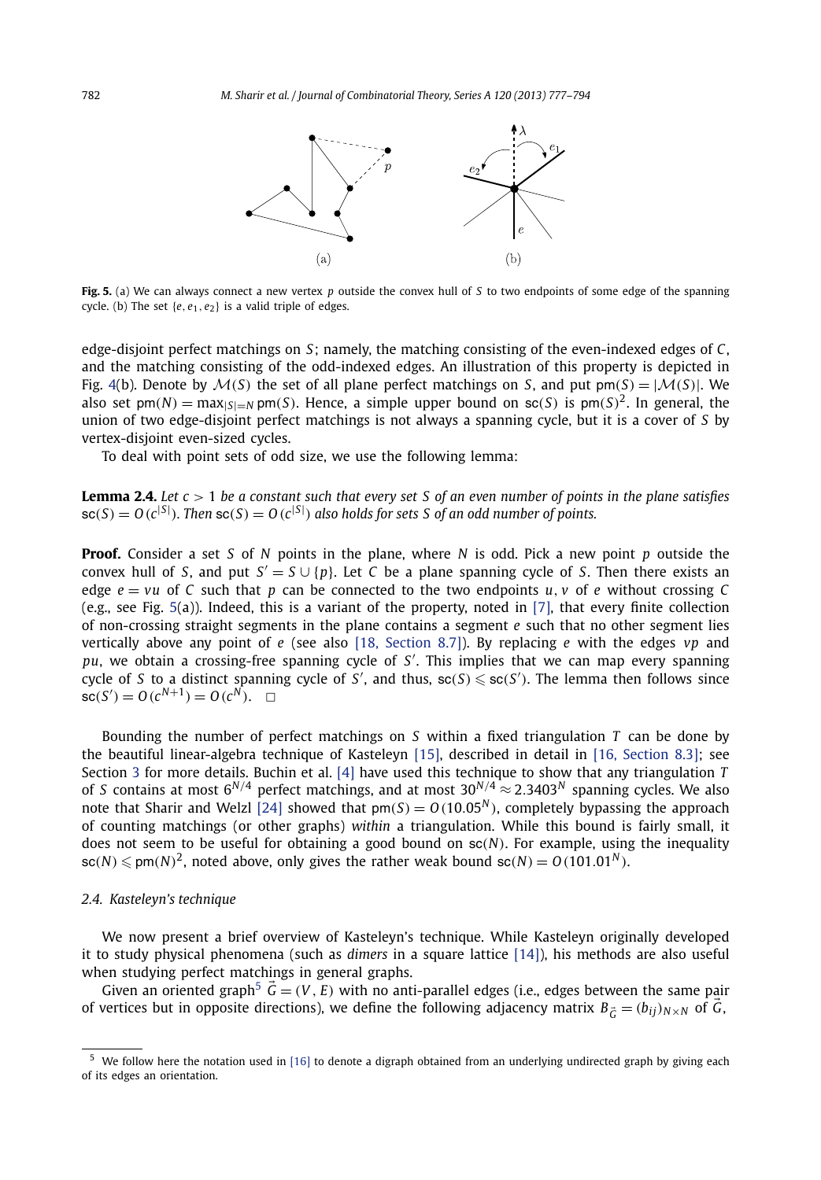**Fig. 5.** (a) We can always connect a new vertex $p$ outside the convex hull of $S$ to two endpoints of some edge of the spanning cycle. (b) The set $\{e, e_1, e_2\}$ is a valid triple of edges.

edge-disjoint perfect matchings on $S$; namely, the matching consisting of the even-indexed edges of $C$, and the matching consisting of the odd-indexed edges. An illustration of this property is depicted in Fig. 4(b). Denote by $\mathcal{M}(S)$ the set of all plane perfect matchings on $S$, and put $\mathsf{pm}(S) = |\mathcal{M}(S)|$. We also set $\mathsf{pm}(N) = \max_{|S|=N} \mathsf{pm}(S)$. Hence, a simple upper bound on $\mathsf{sc}(S)$ is $\mathsf{pm}(S)^2$. In general, the union of two edge-disjoint perfect matchings is not always a spanning cycle, but it is a cover of $S$ by vertex-disjoint even-sized cycles.

To deal with point sets of odd size, we use the following lemma:

**Lemma 2.4.** *Let $c > 1$ be a constant such that every set $S$ of an even number of points in the plane satisfies $\mathsf{sc}(S) = O(c^{|S|})$. Then $\mathsf{sc}(S) = O(c^{|S|})$ also holds for sets $S$ of an odd number of points.*

**Proof.** Consider a set $S$ of $N$ points in the plane, where $N$ is odd. Pick a new point $p$ outside the convex hull of $S$, and put $S' = S \cup \{p\}$. Let $C$ be a plane spanning cycle of $S$. Then there exists an edge $e = vu$ of $C$ such that $p$ can be connected to the two endpoints $u, v$ of $e$ without crossing $C$ (e.g., see Fig. 5(a)). Indeed, this is a variant of the property, noted in [7], that every finite collection of non-crossing straight segments in the plane contains a segment $e$ such that no other segment lies vertically above any point of $e$ (see also [18, Section 8.7]). By replacing $e$ with the edges $vp$ and $pu$, we obtain a crossing-free spanning cycle of $S'$. This implies that we can map every spanning cycle of $S$ to a distinct spanning cycle of $S'$, and thus, $\mathsf{sc}(S) \leqslant \mathsf{sc}(S')$. The lemma then follows since $\mathsf{sc}(S') = O(c^{N+1}) = O(c^N)$. $\square$

Bounding the number of perfect matchings on $S$ within a fixed triangulation $T$ can be done by the beautiful linear-algebra technique of Kasteleyn [15], described in detail in [16, Section 8.3]; see Section 3 for more details. Buchin et al. [4] have used this technique to show that any triangulation $T$ of $S$ contains at most $6^{N/4}$ perfect matchings, and at most $30^{N/4} \approx 2.3403^N$ spanning cycles. We also note that Sharir and Welzl [24] showed that $\mathsf{pm}(S) = O(10.05^N)$, completely bypassing the approach of counting matchings (or other graphs) *within* a triangulation. While this bound is fairly small, it does not seem to be useful for obtaining a good bound on $\mathsf{sc}(N)$. For example, using the inequality $\mathsf{sc}(N) \leqslant \mathsf{pm}(N)^2$, noted above, only gives the rather weak bound $\mathsf{sc}(N) = O(101.01^N)$.

### 2.4. Kasteleyn's technique

We now present a brief overview of Kasteleyn's technique. While Kasteleyn originally developed it to study physical phenomena (such as *dimers* in a square lattice [14]), his methods are also useful when studying perfect matchings in general graphs.

Given an oriented graph[5] $\vec{G} = (V, E)$ with no anti-parallel edges (i.e., edges between the same pair of vertices but in opposite directions), we define the following adjacency matrix $B_{\vec{G}} = (b_{ij})_{N \times N}$ of $\vec{G}$,

[5] We follow here the notation used in [16] to denote a digraph obtained from an underlying undirected graph by giving each of its edges an orientation.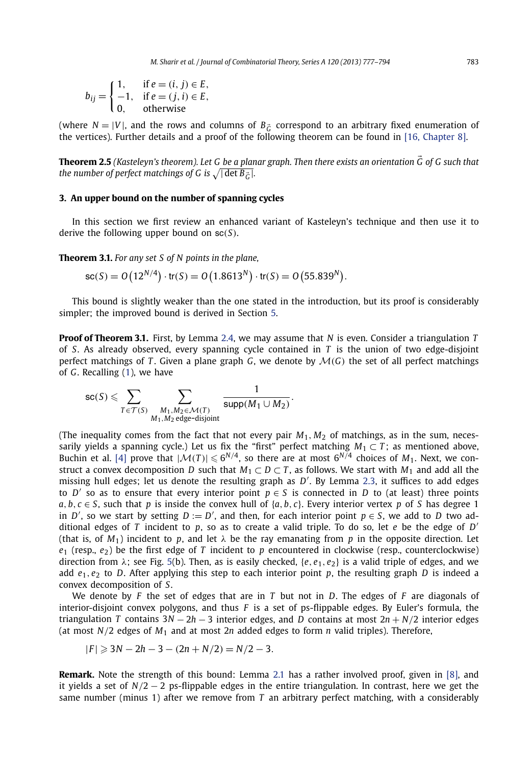$$b_{ij} = \begin{cases} 1, & \text{if } e = (i,j) \in E, \\ -1, & \text{if } e = (j,i) \in E, \\ 0, & \text{otherwise} \end{cases}$$

(where $N = |V|$, and the rows and columns of $B_{\vec{G}}$ correspond to an arbitrary fixed enumeration of the vertices). Further details and a proof of the following theorem can be found in [16, Chapter 8].

**Theorem 2.5** *(Kasteleyn's theorem). Let $G$ be a planar graph. Then there exists an orientation $\vec{G}$ of $G$ such that the number of perfect matchings of $G$ is $\sqrt{|\det B_{\vec{G}}|}$.*

## 3. An upper bound on the number of spanning cycles

In this section we first review an enhanced variant of Kasteleyn's technique and then use it to derive the following upper bound on $\mathsf{sc}(S)$.

**Theorem 3.1.** *For any set $S$ of $N$ points in the plane,*

$$\mathsf{sc}(S) = O\big(12^{N/4}\big) \cdot \mathsf{tr}(S) = O\big(1.8613^N\big) \cdot \mathsf{tr}(S) = O\big(55.839^N\big).$$

This bound is slightly weaker than the one stated in the introduction, but its proof is considerably simpler; the improved bound is derived in Section 5.

**Proof of Theorem 3.1.** First, by Lemma 2.4, we may assume that $N$ is even. Consider a triangulation $T$ of $S$. As already observed, every spanning cycle contained in $T$ is the union of two edge-disjoint perfect matchings of $T$. Given a plane graph $G$, we denote by $\mathcal{M}(G)$ the set of all perfect matchings of $G$. Recalling (1), we have

$$\mathsf{sc}(S) \leqslant \sum_{T \in \mathcal{T}(S)} \sum_{\substack{M_1, M_2 \in \mathcal{M}(T) \\ M_1, M_2 \text{ edge-disjoint}}} \frac{1}{\mathsf{supp}(M_1 \cup M_2)}.$$

(The inequality comes from the fact that not every pair $M_1, M_2$ of matchings, as in the sum, necessarily yields a spanning cycle.) Let us fix the "first" perfect matching $M_1 \subset T$; as mentioned above, Buchin et al. [4] prove that $|\mathcal{M}(T)| \leqslant 6^{N/4}$, so there are at most $6^{N/4}$ choices of $M_1$. Next, we construct a convex decomposition $D$ such that $M_1 \subset D \subset T$, as follows. We start with $M_1$ and add all the missing hull edges; let us denote the resulting graph as $D'$. By Lemma 2.3, it suffices to add edges to $D'$ so as to ensure that every interior point $p \in S$ is connected in $D$ to (at least) three points $a, b, c \in S$, such that $p$ is inside the convex hull of $\{a, b, c\}$. Every interior vertex $p$ of $S$ has degree 1 in $D'$, so we start by setting $D := D'$, and then, for each interior point $p \in S$, we add to $D$ two additional edges of $T$ incident to $p$, so as to create a valid triple. To do so, let $e$ be the edge of $D'$ (that is, of $M_1$) incident to $p$, and let $\lambda$ be the ray emanating from $p$ in the opposite direction. Let $e_1$ (resp., $e_2$) be the first edge of $T$ incident to $p$ encountered in clockwise (resp., counterclockwise) direction from $\lambda$; see Fig. 5(b). Then, as is easily checked, $\{e, e_1, e_2\}$ is a valid triple of edges, and we add $e_1, e_2$ to $D$. After applying this step to each interior point $p$, the resulting graph $D$ is indeed a convex decomposition of $S$.

We denote by $F$ the set of edges that are in $T$ but not in $D$. The edges of $F$ are diagonals of interior-disjoint convex polygons, and thus $F$ is a set of ps-flippable edges. By Euler's formula, the triangulation $T$ contains $3N - 2h - 3$ interior edges, and $D$ contains at most $2n + N/2$ interior edges (at most $N/2$ edges of $M_1$ and at most $2n$ added edges to form $n$ valid triples). Therefore,

$$|F| \geqslant 3N - 2h - 3 - (2n + N/2) = N/2 - 3.$$

**Remark.** Note the strength of this bound: Lemma 2.1 has a rather involved proof, given in [8], and it yields a set of $N/2 - 2$ ps-flippable edges in the entire triangulation. In contrast, here we get the same number (minus 1) after we remove from $T$ an arbitrary perfect matching, with a considerably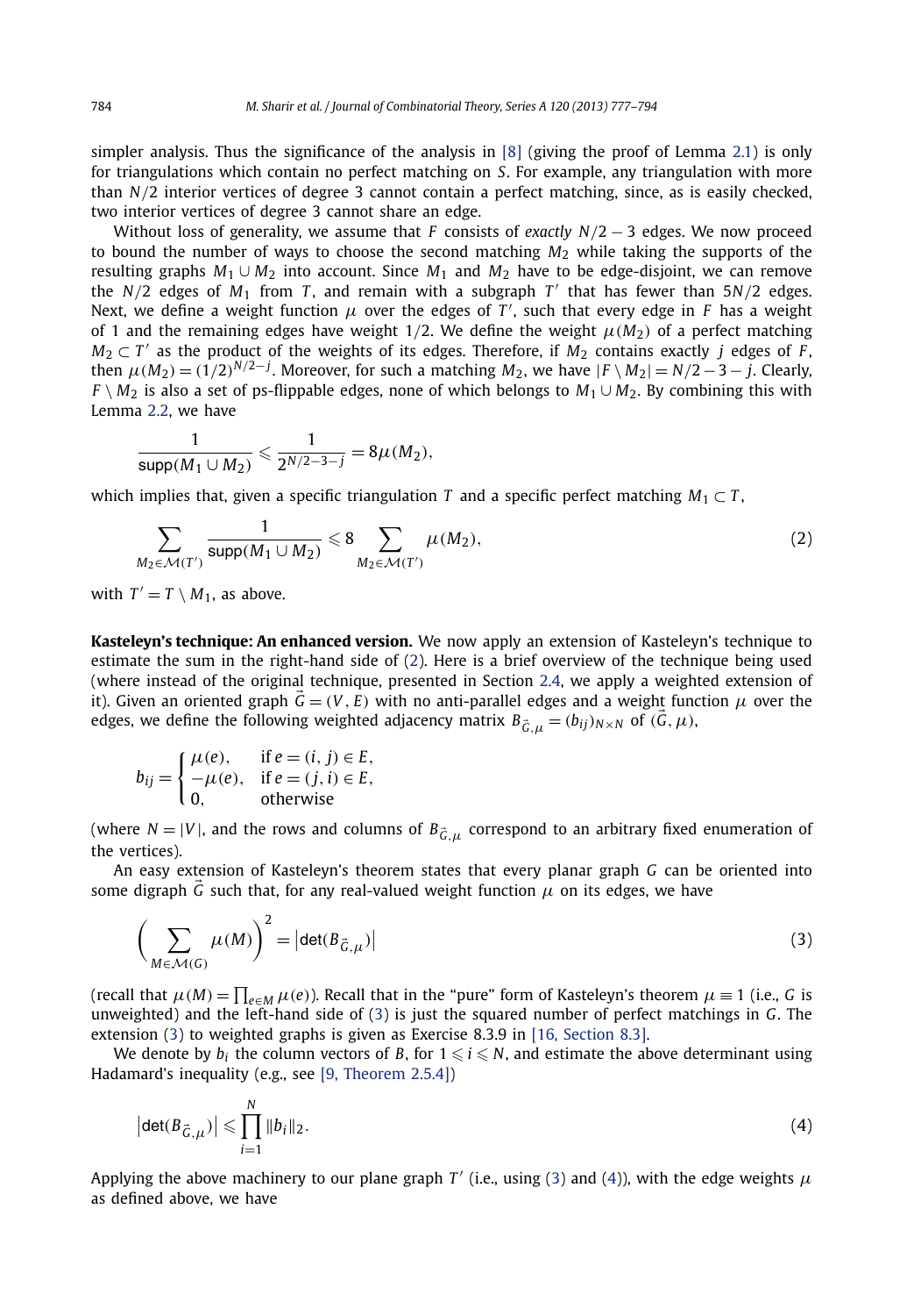simpler analysis. Thus the significance of the analysis in [8] (giving the proof of Lemma 2.1) is only for triangulations which contain no perfect matching on $S$. For example, any triangulation with more than $N/2$ interior vertices of degree 3 cannot contain a perfect matching, since, as is easily checked, two interior vertices of degree 3 cannot share an edge.

Without loss of generality, we assume that $F$ consists of *exactly* $N/2-3$ edges. We now proceed to bound the number of ways to choose the second matching $M_2$ while taking the supports of the resulting graphs $M_1 \cup M_2$ into account. Since $M_1$ and $M_2$ have to be edge-disjoint, we can remove the $N/2$ edges of $M_1$ from $T$, and remain with a subgraph $T'$ that has fewer than $5N/2$ edges. Next, we define a weight function $\mu$ over the edges of $T'$, such that every edge in $F$ has a weight of 1 and the remaining edges have weight 1/2. We define the weight $\mu(M_2)$ of a perfect matching $M_2 \subset T'$ as the product of the weights of its edges. Therefore, if $M_2$ contains exactly $j$ edges of $F$, then $\mu(M_2) = (1/2)^{N/2-j}$. Moreover, for such a matching $M_2$, we have $|F \setminus M_2| = N/2 - 3 - j$. Clearly, $F \setminus M_2$ is also a set of ps-flippable edges, none of which belongs to $M_1 \cup M_2$. By combining this with Lemma 2.2, we have

$$\frac{1}{\mathsf{supp}(M_1 \cup M_2)} \leqslant \frac{1}{2^{N/2-3-j}} = 8\mu(M_2),$$

which implies that, given a specific triangulation $T$ and a specific perfect matching $M_1 \subset T$,

$$\sum_{M_2 \in \mathcal{M}(T')} \frac{1}{\mathsf{supp}(M_1 \cup M_2)} \leqslant 8 \sum_{M_2 \in \mathcal{M}(T')} \mu(M_2), \tag{2}$$

with $T' = T \setminus M_1$, as above.

**Kasteleyn's technique: An enhanced version.** We now apply an extension of Kasteleyn's technique to estimate the sum in the right-hand side of (2). Here is a brief overview of the technique being used (where instead of the original technique, presented in Section 2.4, we apply a weighted extension of it). Given an oriented graph $\vec{G} = (V, E)$ with no anti-parallel edges and a weight function $\mu$ over the edges, we define the following weighted adjacency matrix $B_{\vec{G},\mu} = (b_{ij})_{N \times N}$ of $(\vec{G}, \mu)$,

$$b_{ij} = \begin{cases} \mu(e), & \text{if } e = (i,j) \in E, \\ -\mu(e), & \text{if } e = (j,i) \in E, \\ 0, & \text{otherwise} \end{cases}$$

(where $N = |V|$, and the rows and columns of $B_{\vec{G},\mu}$ correspond to an arbitrary fixed enumeration of the vertices).

An easy extension of Kasteleyn's theorem states that every planar graph $G$ can be oriented into some digraph $\vec{G}$ such that, for any real-valued weight function $\mu$ on its edges, we have

$$\left( \sum_{M \in \mathcal{M}(G)} \mu(M) \right)^2 = \left| \det(B_{\vec{G},\mu}) \right| \tag{3}$$

(recall that $\mu(M) = \prod_{e \in M} \mu(e)$). Recall that in the "pure" form of Kasteleyn's theorem $\mu \equiv 1$ (i.e., $G$ is unweighted) and the left-hand side of (3) is just the squared number of perfect matchings in $G$. The extension (3) to weighted graphs is given as Exercise 8.3.9 in [16, Section 8.3].

We denote by $b_i$ the column vectors of $B$, for $1 \leqslant i \leqslant N$, and estimate the above determinant using Hadamard's inequality (e.g., see [9, Theorem 2.5.4])

$$\left| \det(B_{\vec{G},\mu}) \right| \leqslant \prod_{i=1}^{N} \|b_i\|_2. \tag{4}$$

Applying the above machinery to our plane graph $T'$ (i.e., using (3) and (4)), with the edge weights $\mu$ as defined above, we have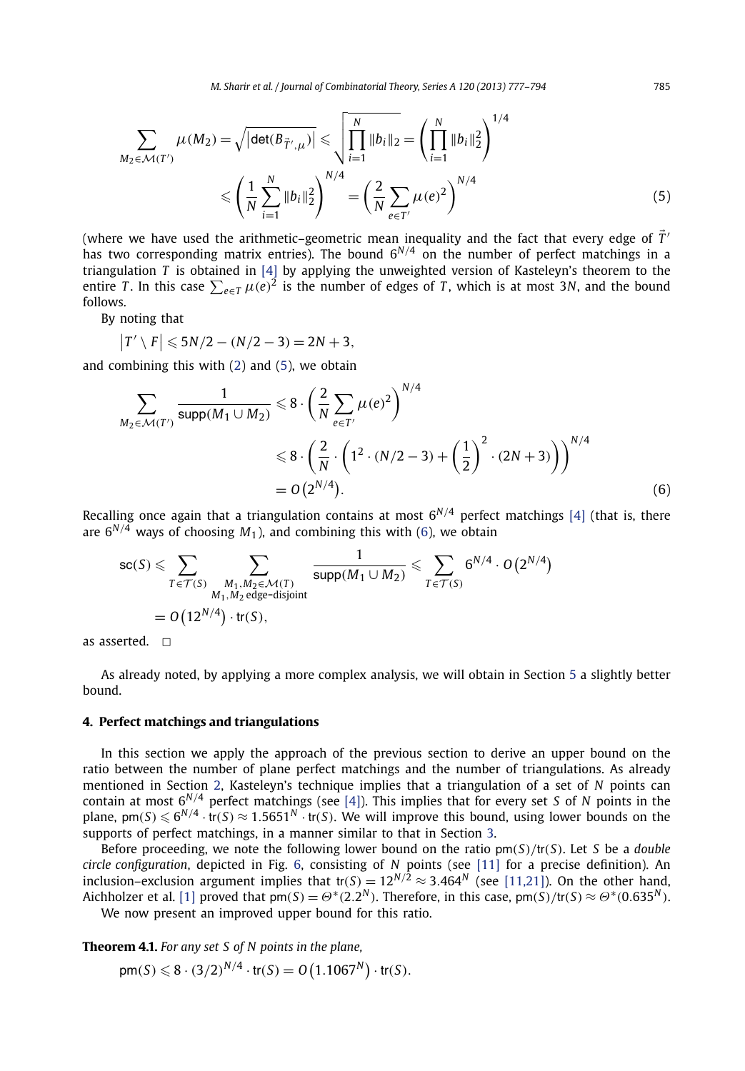$$\sum_{M_2 \in \mathcal{M}(T')} \mu(M_2) = \sqrt{\left|\det(B_{\vec{T}',\mu})\right|} \leqslant \sqrt{\prod_{i=1}^{N} \|b_i\|_2} = \left(\prod_{i=1}^{N} \|b_i\|_2^2\right)^{1/4}$$

$$\leqslant \left(\frac{1}{N}\sum_{i=1}^{N} \|b_i\|_2^2\right)^{N/4} = \left(\frac{2}{N}\sum_{e \in T'} \mu(e)^2\right)^{N/4} \tag{5}$$

(where we have used the arithmetic–geometric mean inequality and the fact that every edge of $\vec{T}'$ has two corresponding matrix entries). The bound $6^{N/4}$ on the number of perfect matchings in a triangulation $T$ is obtained in [4] by applying the unweighted version of Kasteleyn's theorem to the entire $T$. In this case $\sum_{e \in T} \mu(e)^2$ is the number of edges of $T$, which is at most $3N$, and the bound follows.

By noting that

$$\left|T' \setminus F\right| \leqslant 5N/2 - (N/2 - 3) = 2N + 3,$$

and combining this with (2) and (5), we obtain

$$\sum_{M_2 \in \mathcal{M}(T')} \frac{1}{\mathsf{supp}(M_1 \cup M_2)} \leqslant 8 \cdot \left(\frac{2}{N}\sum_{e \in T'} \mu(e)^2\right)^{N/4}$$

$$\leqslant 8 \cdot \left(\frac{2}{N} \cdot \left(1^2 \cdot (N/2 - 3) + \left(\frac{1}{2}\right)^2 \cdot (2N + 3)\right)\right)^{N/4}$$

$$= O\left(2^{N/4}\right). \tag{6}$$

Recalling once again that a triangulation contains at most $6^{N/4}$ perfect matchings [4] (that is, there are $6^{N/4}$ ways of choosing $M_1$), and combining this with (6), we obtain

$$\mathsf{sc}(S) \leqslant \sum_{T \in \mathcal{T}(S)} \sum_{\substack{M_1, M_2 \in \mathcal{M}(T) \\ M_1, M_2 \text{ edge-disjoint}}} \frac{1}{\mathsf{supp}(M_1 \cup M_2)} \leqslant \sum_{T \in \mathcal{T}(S)} 6^{N/4} \cdot O\left(2^{N/4}\right)$$

$$= O\left(12^{N/4}\right) \cdot \mathsf{tr}(S),$$

as asserted. $\square$

As already noted, by applying a more complex analysis, we will obtain in Section 5 a slightly better bound.

## 4. Perfect matchings and triangulations

In this section we apply the approach of the previous section to derive an upper bound on the ratio between the number of plane perfect matchings and the number of triangulations. As already mentioned in Section 2, Kasteleyn's technique implies that a triangulation of a set of $N$ points can contain at most $6^{N/4}$ perfect matchings (see [4]). This implies that for every set $S$ of $N$ points in the plane, $\mathsf{pm}(S) \leqslant 6^{N/4} \cdot \mathsf{tr}(S) \approx 1.5651^N \cdot \mathsf{tr}(S)$. We will improve this bound, using lower bounds on the supports of perfect matchings, in a manner similar to that in Section 3.

Before proceeding, we note the following lower bound on the ratio $\mathsf{pm}(S)/\mathsf{tr}(S)$. Let $S$ be a *double circle configuration*, depicted in Fig. 6, consisting of $N$ points (see [11] for a precise definition). An inclusion–exclusion argument implies that $\mathsf{tr}(S) = 12^{N/2} \approx 3.464^N$ (see [11,21]). On the other hand, Aichholzer et al. [1] proved that $\mathsf{pm}(S) = \Theta^*(2.2^N)$. Therefore, in this case, $\mathsf{pm}(S)/\mathsf{tr}(S) \approx \Theta^*(0.635^N)$.

We now present an improved upper bound for this ratio.

**Theorem 4.1.** *For any set $S$ of $N$ points in the plane,*

$$\mathsf{pm}(S) \leqslant 8 \cdot (3/2)^{N/4} \cdot \mathsf{tr}(S) = O\left(1.1067^N\right) \cdot \mathsf{tr}(S).$$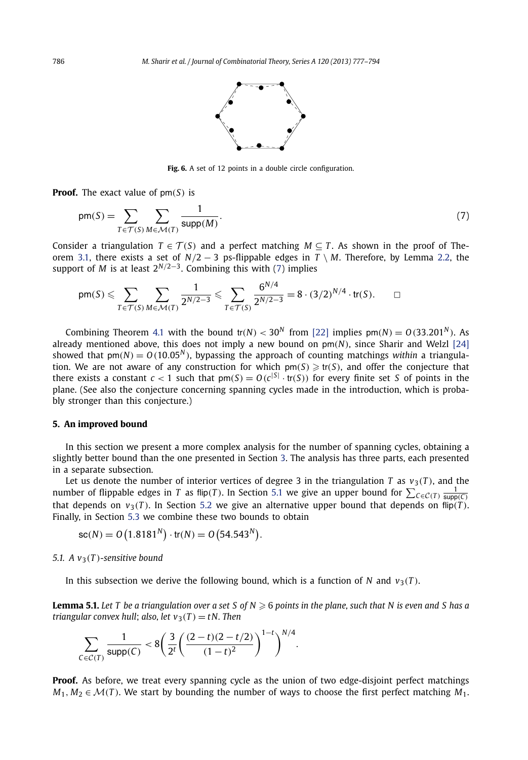**Fig. 6.** A set of 12 points in a double circle configuration.

**Proof.** The exact value of $\mathsf{pm}(S)$ is

$$\mathsf{pm}(S) = \sum_{T \in \mathcal{T}(S)} \sum_{M \in \mathcal{M}(T)} \frac{1}{\mathsf{supp}(M)}. \tag{7}$$

Consider a triangulation $T \in \mathcal{T}(S)$ and a perfect matching $M \subseteq T$. As shown in the proof of Theorem 3.1, there exists a set of $N/2 - 3$ ps-flippable edges in $T \setminus M$. Therefore, by Lemma 2.2, the support of $M$ is at least $2^{N/2-3}$. Combining this with (7) implies

$$\mathsf{pm}(S) \leqslant \sum_{T \in \mathcal{T}(S)} \sum_{M \in \mathcal{M}(T)} \frac{1}{2^{N/2-3}} \leqslant \sum_{T \in \mathcal{T}(S)} \frac{6^{N/4}}{2^{N/2-3}} = 8 \cdot (3/2)^{N/4} \cdot \mathsf{tr}(S). \qquad \square$$

Combining Theorem 4.1 with the bound $\mathsf{tr}(N) < 30^N$ from [22] implies $\mathsf{pm}(N) = O(33.201^N)$. As already mentioned above, this does not imply a new bound on $\mathsf{pm}(N)$, since Sharir and Welzl [24] showed that $\mathsf{pm}(N) = O(10.05^N)$, bypassing the approach of counting matchings *within* a triangulation. We are not aware of any construction for which $\mathsf{pm}(S) \geqslant \mathsf{tr}(S)$, and offer the conjecture that there exists a constant $c < 1$ such that $\mathsf{pm}(S) = O(c^{|S|} \cdot \mathsf{tr}(S))$ for every finite set $S$ of points in the plane. (See also the conjecture concerning spanning cycles made in the introduction, which is probably stronger than this conjecture.)

## 5. An improved bound

In this section we present a more complex analysis for the number of spanning cycles, obtaining a slightly better bound than the one presented in Section 3. The analysis has three parts, each presented in a separate subsection.

Let us denote the number of interior vertices of degree 3 in the triangulation $T$ as $v_3(T)$, and the number of flippable edges in $T$ as $\mathsf{flip}(T)$. In Section 5.1 we give an upper bound for $\sum_{C \in \mathcal{C}(T)} \frac{1}{\mathsf{supp}(C)}$ that depends on $v_3(T)$. In Section 5.2 we give an alternative upper bound that depends on $\mathsf{flip}(T)$. Finally, in Section 5.3 we combine these two bounds to obtain

$$\mathsf{sc}(N) = O\left(1.8181^N\right) \cdot \mathsf{tr}(N) = O\left(54.543^N\right).$$

### 5.1. A $v_3(T)$-sensitive bound

In this subsection we derive the following bound, which is a function of $N$ and $v_3(T)$.

**Lemma 5.1.** *Let $T$ be a triangulation over a set $S$ of $N \geqslant 6$ points in the plane, such that $N$ is even and $S$ has a triangular convex hull; also, let $v_3(T) = tN$. Then*

$$\sum_{C \in \mathcal{C}(T)} \frac{1}{\mathsf{supp}(C)} < 8\left(\frac{3}{2^t}\left(\frac{(2-t)(2-t/2)}{(1-t)^2}\right)^{1-t}\right)^{N/4}.$$

**Proof.** As before, we treat every spanning cycle as the union of two edge-disjoint perfect matchings $M_1, M_2 \in \mathcal{M}(T)$. We start by bounding the number of ways to choose the first perfect matching $M_1$.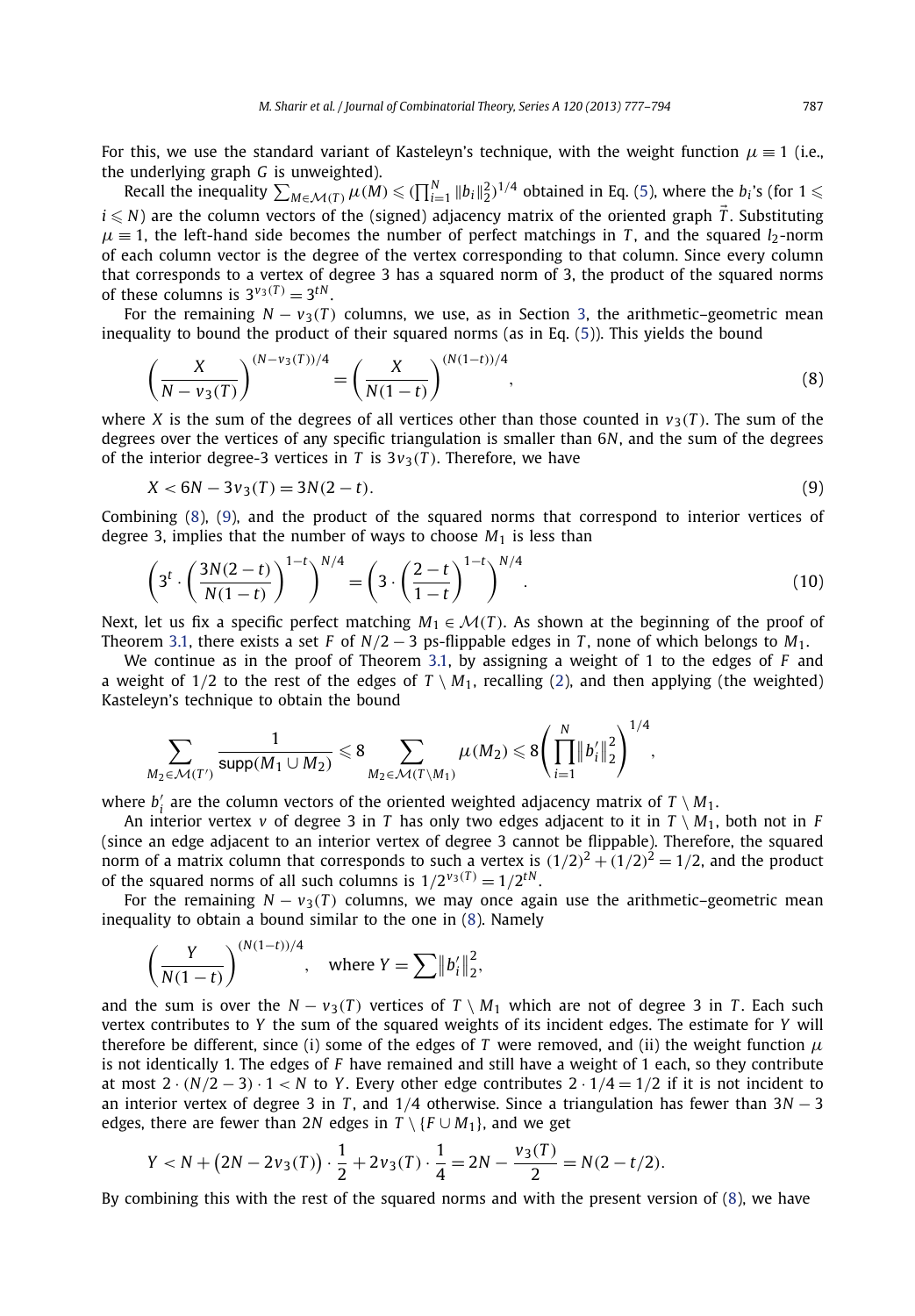For this, we use the standard variant of Kasteleyn's technique, with the weight function $\mu \equiv 1$ (i.e., the underlying graph $G$ is unweighted).

Recall the inequality $\sum_{M \in \mathcal{M}(T)} \mu(M) \leqslant (\prod_{i=1}^{N} \|b_i\|_2^2)^{1/4}$ obtained in Eq. (5), where the $b_i$'s (for $1 \leqslant i \leqslant N$) are the column vectors of the (signed) adjacency matrix of the oriented graph $\vec{T}$. Substituting $\mu \equiv 1$, the left-hand side becomes the number of perfect matchings in $T$, and the squared $l_2$-norm of each column vector is the degree of the vertex corresponding to that column. Since every column that corresponds to a vertex of degree 3 has a squared norm of 3, the product of the squared norms of these columns is $3^{v_3(T)} = 3^{tN}$.

For the remaining $N - v_3(T)$ columns, we use, as in Section 3, the arithmetic–geometric mean inequality to bound the product of their squared norms (as in Eq. (5)). This yields the bound

$$\left(\frac{X}{N - v_3(T)}\right)^{(N - v_3(T))/4} = \left(\frac{X}{N(1-t)}\right)^{(N(1-t))/4}, \tag{8}$$

where $X$ is the sum of the degrees of all vertices other than those counted in $v_3(T)$. The sum of the degrees over the vertices of any specific triangulation is smaller than $6N$, and the sum of the degrees of the interior degree-3 vertices in $T$ is $3v_3(T)$. Therefore, we have

$$X < 6N - 3v_3(T) = 3N(2-t). \tag{9}$$

Combining (8), (9), and the product of the squared norms that correspond to interior vertices of degree 3, implies that the number of ways to choose $M_1$ is less than

$$\left(3^t \cdot \left(\frac{3N(2-t)}{N(1-t)}\right)^{1-t}\right)^{N/4} = \left(3 \cdot \left(\frac{2-t}{1-t}\right)^{1-t}\right)^{N/4}. \tag{10}$$

Next, let us fix a specific perfect matching $M_1 \in \mathcal{M}(T)$. As shown at the beginning of the proof of Theorem 3.1, there exists a set $F$ of $N/2 - 3$ ps-flippable edges in $T$, none of which belongs to $M_1$.

We continue as in the proof of Theorem 3.1, by assigning a weight of 1 to the edges of $F$ and a weight of $1/2$ to the rest of the edges of $T \setminus M_1$, recalling (2), and then applying (the weighted) Kasteleyn's technique to obtain the bound

$$\sum_{M_2 \in \mathcal{M}(T')} \frac{1}{\mathsf{supp}(M_1 \cup M_2)} \leqslant 8 \sum_{M_2 \in \mathcal{M}(T \setminus M_1)} \mu(M_2) \leqslant 8 \left(\prod_{i=1}^{N} \|b'_i\|_2^2\right)^{1/4},$$

where $b'_i$ are the column vectors of the oriented weighted adjacency matrix of $T \setminus M_1$.

An interior vertex $v$ of degree 3 in $T$ has only two edges adjacent to it in $T \setminus M_1$, both not in $F$ (since an edge adjacent to an interior vertex of degree 3 cannot be flippable). Therefore, the squared norm of a matrix column that corresponds to such a vertex is $(1/2)^2 + (1/2)^2 = 1/2$, and the product of the squared norms of all such columns is $1/2^{v_3(T)} = 1/2^{tN}$.

For the remaining $N - v_3(T)$ columns, we may once again use the arithmetic–geometric mean inequality to obtain a bound similar to the one in (8). Namely

$$\left(\frac{Y}{N(1-t)}\right)^{(N(1-t))/4}, \quad \text{where } Y = \sum \|b'_i\|_2^2,$$

and the sum is over the $N - v_3(T)$ vertices of $T \setminus M_1$ which are not of degree 3 in $T$. Each such vertex contributes to $Y$ the sum of the squared weights of its incident edges. The estimate for $Y$ will therefore be different, since (i) some of the edges of $T$ were removed, and (ii) the weight function $\mu$ is not identically 1. The edges of $F$ have remained and still have a weight of 1 each, so they contribute at most $2 \cdot (N/2 - 3) \cdot 1 < N$ to $Y$. Every other edge contributes $2 \cdot 1/4 = 1/2$ if it is not incident to an interior vertex of degree 3 in $T$, and $1/4$ otherwise. Since a triangulation has fewer than $3N - 3$ edges, there are fewer than $2N$ edges in $T \setminus \{F \cup M_1\}$, and we get

$$Y < N + \left(2N - 2v_3(T)\right) \cdot \frac{1}{2} + 2v_3(T) \cdot \frac{1}{4} = 2N - \frac{v_3(T)}{2} = N(2 - t/2).$$

By combining this with the rest of the squared norms and with the present version of (8), we have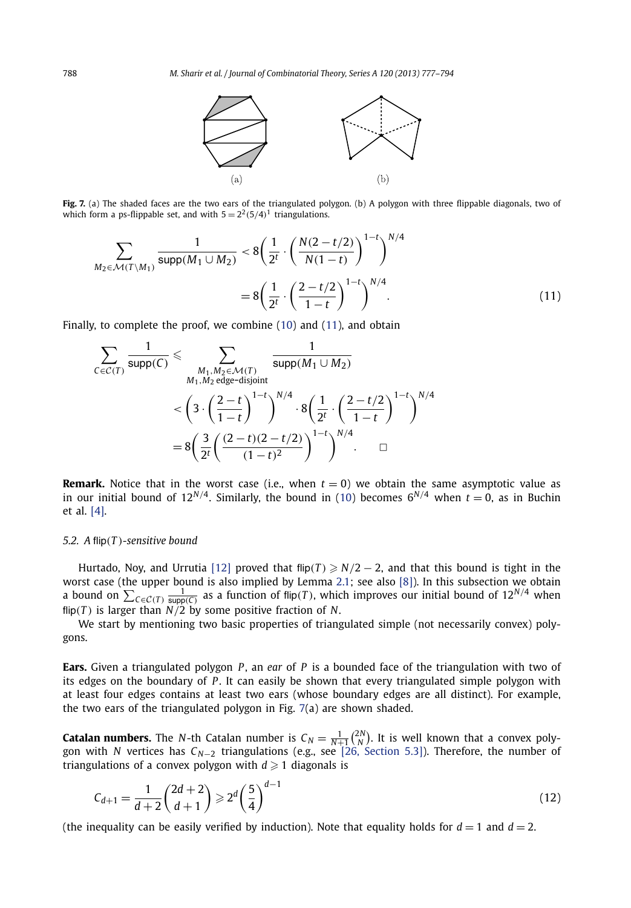Fig. 7. (a) The shaded faces are the two ears of the triangulated polygon. (b) A polygon with three flippable diagonals, two of which form a ps-flippable set, and with $5 = 2^2(5/4)^1$ triangulations.

$$\sum_{M_2 \in \mathcal{M}(T \setminus M_1)} \frac{1}{\mathsf{supp}(M_1 \cup M_2)} < 8\left(\frac{1}{2^t} \cdot \left(\frac{N(2-t/2)}{N(1-t)}\right)^{1-t}\right)^{N/4}$$
$$= 8\left(\frac{1}{2^t} \cdot \left(\frac{2-t/2}{1-t}\right)^{1-t}\right)^{N/4}. \tag{11}$$

Finally, to complete the proof, we combine (10) and (11), and obtain

$$\sum_{C \in \mathcal{C}(T)} \frac{1}{\mathsf{supp}(C)} \leqslant \sum_{\substack{M_1, M_2 \in \mathcal{M}(T) \\ M_1, M_2 \text{ edge-disjoint}}} \frac{1}{\mathsf{supp}(M_1 \cup M_2)}$$
$$< \left(3 \cdot \left(\frac{2-t}{1-t}\right)^{1-t}\right)^{N/4} \cdot 8\left(\frac{1}{2^t} \cdot \left(\frac{2-t/2}{1-t}\right)^{1-t}\right)^{N/4}$$
$$= 8\left(\frac{3}{2^t}\left(\frac{(2-t)(2-t/2)}{(1-t)^2}\right)^{1-t}\right)^{N/4}. \qquad \square$$

**Remark.** Notice that in the worst case (i.e., when $t = 0$) we obtain the same asymptotic value as in our initial bound of $12^{N/4}$. Similarly, the bound in (10) becomes $6^{N/4}$ when $t = 0$, as in Buchin et al. [4].

### 5.2. A $\mathsf{flip}(T)$-sensitive bound

Hurtado, Noy, and Urrutia [12] proved that $\mathsf{flip}(T) \geqslant N/2 - 2$, and that this bound is tight in the worst case (the upper bound is also implied by Lemma 2.1; see also [8]). In this subsection we obtain a bound on $\sum_{C \in \mathcal{C}(T)} \frac{1}{\mathsf{supp}(C)}$ as a function of $\mathsf{flip}(T)$, which improves our initial bound of $12^{N/4}$ when $\mathsf{flip}(T)$ is larger than $N/2$ by some positive fraction of $N$.

We start by mentioning two basic properties of triangulated simple (not necessarily convex) polygons.

**Ears.** Given a triangulated polygon $P$, an *ear* of $P$ is a bounded face of the triangulation with two of its edges on the boundary of $P$. It can easily be shown that every triangulated simple polygon with at least four edges contains at least two ears (whose boundary edges are all distinct). For example, the two ears of the triangulated polygon in Fig. 7(a) are shown shaded.

**Catalan numbers.** The $N$-th Catalan number is $C_N = \frac{1}{N+1}\binom{2N}{N}$. It is well known that a convex polygon with $N$ vertices has $C_{N-2}$ triangulations (e.g., see [26, Section 5.3]). Therefore, the number of triangulations of a convex polygon with $d \geqslant 1$ diagonals is

$$C_{d+1} = \frac{1}{d+2}\binom{2d+2}{d+1} \geqslant 2^d\left(\frac{5}{4}\right)^{d-1} \tag{12}$$

(the inequality can be easily verified by induction). Note that equality holds for $d = 1$ and $d = 2$.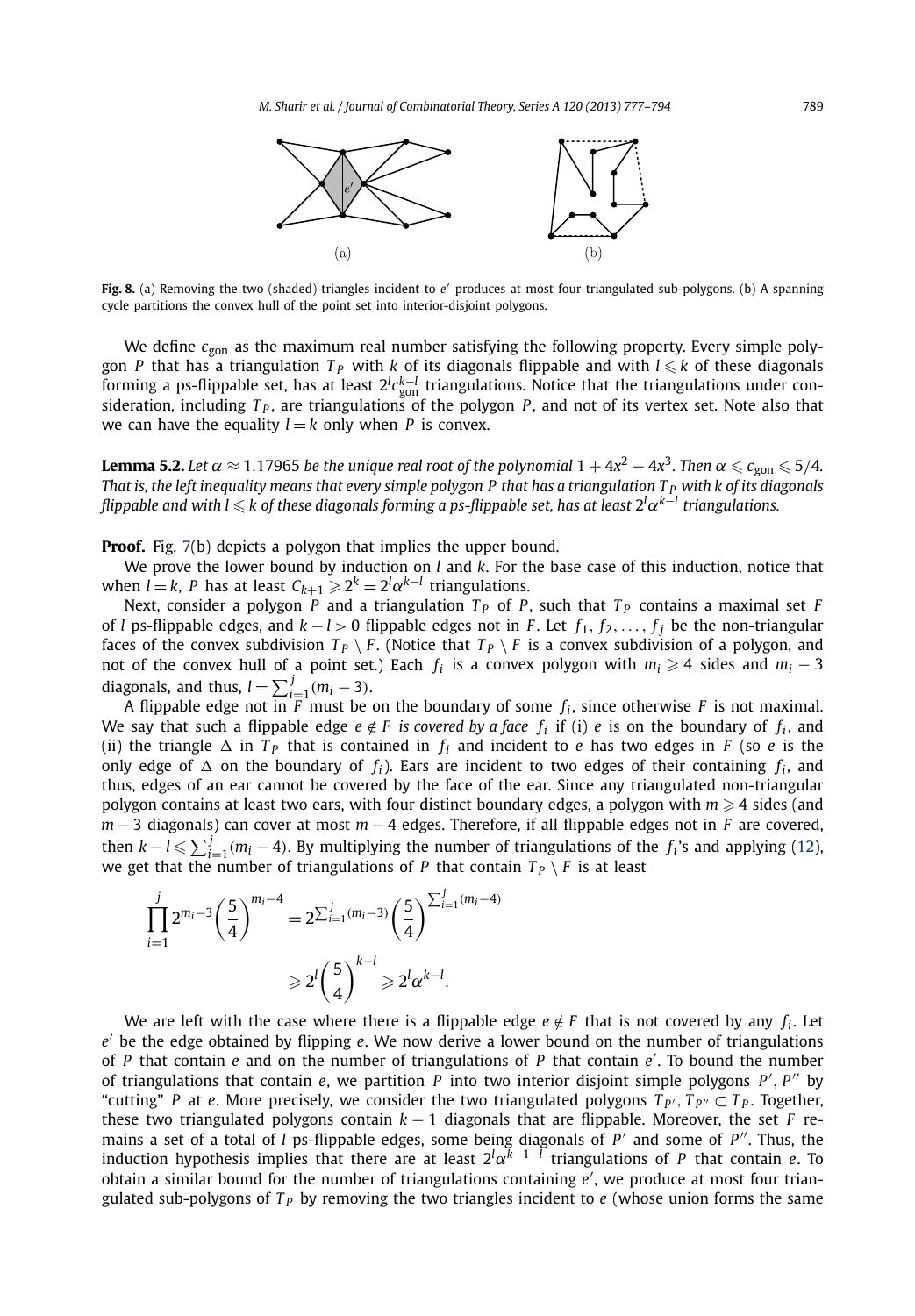**Fig. 8.** (a) Removing the two (shaded) triangles incident to $e'$ produces at most four triangulated sub-polygons. (b) A spanning cycle partitions the convex hull of the point set into interior-disjoint polygons.

We define $c_{\text{gon}}$ as the maximum real number satisfying the following property. Every simple polygon $P$ that has a triangulation $T_P$ with $k$ of its diagonals flippable and with $l \leqslant k$ of these diagonals forming a ps-flippable set, has at least $2^l c_{\text{gon}}^{k-l}$ triangulations. Notice that the triangulations under consideration, including $T_P$, are triangulations of the polygon $P$, and not of its vertex set. Note also that we can have the equality $l = k$ only when $P$ is convex.

**Lemma 5.2.** *Let $\alpha \approx 1.17965$ be the unique real root of the polynomial $1 + 4x^2 - 4x^3$. Then $\alpha \leqslant c_{\text{gon}} \leqslant 5/4$. That is, the left inequality means that every simple polygon $P$ that has a triangulation $T_P$ with $k$ of its diagonals flippable and with $l \leqslant k$ of these diagonals forming a ps-flippable set, has at least $2^l \alpha^{k-l}$ triangulations.*

**Proof.** Fig. 7(b) depicts a polygon that implies the upper bound.

We prove the lower bound by induction on $l$ and $k$. For the base case of this induction, notice that when $l = k$, $P$ has at least $C_{k+1} \geqslant 2^k = 2^l \alpha^{k-l}$ triangulations.

Next, consider a polygon $P$ and a triangulation $T_P$ of $P$, such that $T_P$ contains a maximal set $F$ of $l$ ps-flippable edges, and $k - l > 0$ flippable edges not in $F$. Let $f_1, f_2, \ldots, f_j$ be the non-triangular faces of the convex subdivision $T_P \setminus F$. (Notice that $T_P \setminus F$ is a convex subdivision of a polygon, and not of the convex hull of a point set.) Each $f_i$ is a convex polygon with $m_i \geqslant 4$ sides and $m_i - 3$ diagonals, and thus, $l = \sum_{i=1}^{j} (m_i - 3)$.

A flippable edge not in $F$ must be on the boundary of some $f_i$, since otherwise $F$ is not maximal. We say that such a flippable edge $e \notin F$ *is covered by a face* $f_i$ if (i) $e$ is on the boundary of $f_i$, and (ii) the triangle $\Delta$ in $T_P$ that is contained in $f_i$ and incident to $e$ has two edges in $F$ (so $e$ is the only edge of $\Delta$ on the boundary of $f_i$). Ears are incident to two edges of their containing $f_i$, and thus, edges of an ear cannot be covered by the face of the ear. Since any triangulated non-triangular polygon contains at least two ears, with four distinct boundary edges, a polygon with $m \geqslant 4$ sides (and $m - 3$ diagonals) can cover at most $m - 4$ edges. Therefore, if all flippable edges not in $F$ are covered, then $k - l \leqslant \sum_{i=1}^{j} (m_i - 4)$. By multiplying the number of triangulations of the $f_i$'s and applying (12), we get that the number of triangulations of $P$ that contain $T_P \setminus F$ is at least

$$\prod_{i=1}^{j} 2^{m_i - 3} \left(\frac{5}{4}\right)^{m_i - 4} = 2^{\sum_{i=1}^{j}(m_i - 3)} \left(\frac{5}{4}\right)^{\sum_{i=1}^{j}(m_i - 4)}$$

$$\geqslant 2^l \left(\frac{5}{4}\right)^{k-l} \geqslant 2^l \alpha^{k-l}.$$

We are left with the case where there is a flippable edge $e \notin F$ that is not covered by any $f_i$. Let $e'$ be the edge obtained by flipping $e$. We now derive a lower bound on the number of triangulations of $P$ that contain $e$ and on the number of triangulations of $P$ that contain $e'$. To bound the number of triangulations that contain $e$, we partition $P$ into two interior disjoint simple polygons $P'$, $P''$ by "cutting" $P$ at $e$. More precisely, we consider the two triangulated polygons $T_{P'}, T_{P''} \subset T_P$. Together, these two triangulated polygons contain $k - 1$ diagonals that are flippable. Moreover, the set $F$ remains a set of a total of $l$ ps-flippable edges, some being diagonals of $P'$ and some of $P''$. Thus, the induction hypothesis implies that there are at least $2^l \alpha^{k-1-l}$ triangulations of $P$ that contain $e$. To obtain a similar bound for the number of triangulations containing $e'$, we produce at most four triangulated sub-polygons of $T_P$ by removing the two triangles incident to $e$ (whose union forms the same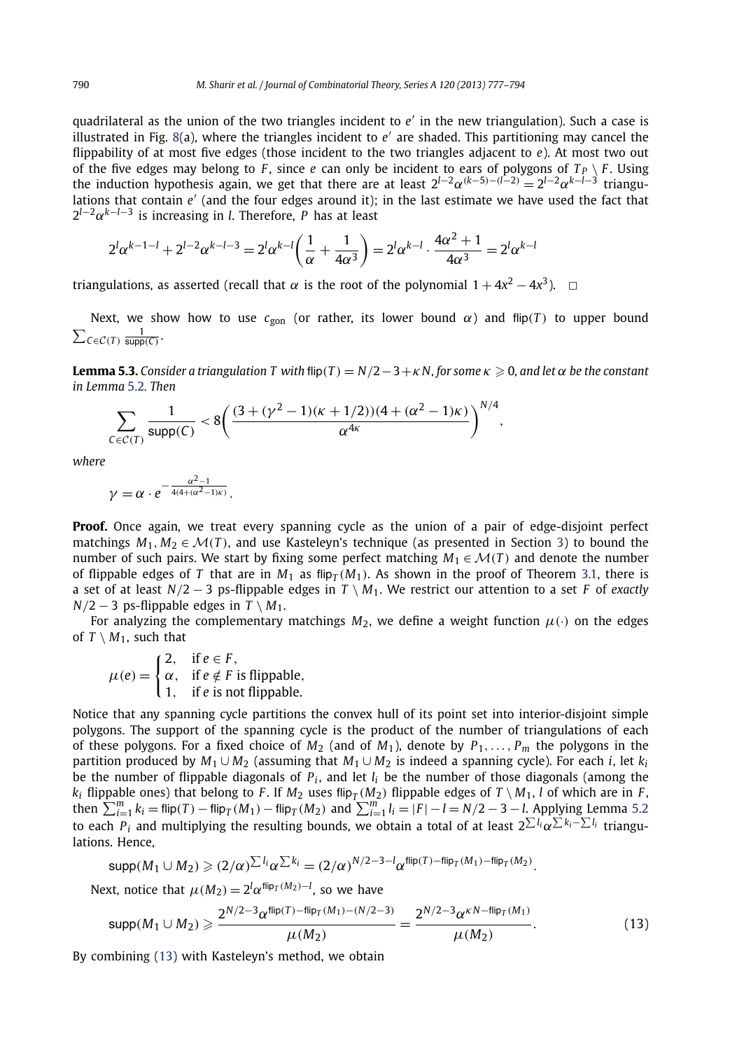quadrilateral as the union of the two triangles incident to $e'$ in the new triangulation). Such a case is illustrated in Fig. 8(a), where the triangles incident to $e'$ are shaded. This partitioning may cancel the flippability of at most five edges (those incident to the two triangles adjacent to $e$). At most two out of the five edges may belong to $F$, since $e$ can only be incident to ears of polygons of $T_P \setminus F$. Using the induction hypothesis again, we get that there are at least $2^{l-2}\alpha^{(k-5)-(l-2)} = 2^{l-2}\alpha^{k-l-3}$ triangulations that contain $e'$ (and the four edges around it); in the last estimate we have used the fact that $2^{l-2}\alpha^{k-l-3}$ is increasing in $l$. Therefore, $P$ has at least

$$2^l\alpha^{k-1-l} + 2^{l-2}\alpha^{k-l-3} = 2^l\alpha^{k-l}\left(\frac{1}{\alpha} + \frac{1}{4\alpha^3}\right) = 2^l\alpha^{k-l} \cdot \frac{4\alpha^2+1}{4\alpha^3} = 2^l\alpha^{k-l}$$

triangulations, as asserted (recall that $\alpha$ is the root of the polynomial $1 + 4x^2 - 4x^3$). $\square$

Next, we show how to use $c_{\text{gon}}$ (or rather, its lower bound $\alpha$) and $\mathsf{flip}(T)$ to upper bound $\sum_{C\in\mathcal{C}(T)} \frac{1}{\mathsf{supp}(C)}$.

**Lemma 5.3.** *Consider a triangulation $T$ with $\mathsf{flip}(T) = N/2-3+\kappa N$, for some $\kappa \geqslant 0$, and let $\alpha$ be the constant in Lemma 5.2. Then*

$$\sum_{C\in\mathcal{C}(T)} \frac{1}{\mathsf{supp}(C)} < 8\left(\frac{(3+(\gamma^2-1)(\kappa+1/2))(4+(\alpha^2-1)\kappa)}{\alpha^{4\kappa}}\right)^{N/4},$$

*where*

$$\gamma = \alpha \cdot e^{-\frac{\alpha^2-1}{4(4+(\alpha^2-1)\kappa)}}.$$

**Proof.** Once again, we treat every spanning cycle as the union of a pair of edge-disjoint perfect matchings $M_1, M_2 \in \mathcal{M}(T)$, and use Kasteleyn's technique (as presented in Section 3) to bound the number of such pairs. We start by fixing some perfect matching $M_1 \in \mathcal{M}(T)$ and denote the number of flippable edges of $T$ that are in $M_1$ as $\mathsf{flip}_T(M_1)$. As shown in the proof of Theorem 3.1, there is a set of at least $N/2-3$ ps-flippable edges in $T \setminus M_1$. We restrict our attention to a set $F$ of *exactly* $N/2-3$ ps-flippable edges in $T \setminus M_1$.

For analyzing the complementary matchings $M_2$, we define a weight function $\mu(\cdot)$ on the edges of $T \setminus M_1$, such that

$$\mu(e) = \begin{cases} 2, & \text{if } e \in F, \\ \alpha, & \text{if } e \notin F \text{ is flippable}, \\ 1, & \text{if } e \text{ is not flippable.} \end{cases}$$

Notice that any spanning cycle partitions the convex hull of its point set into interior-disjoint simple polygons. The support of the spanning cycle is the product of the number of triangulations of each of these polygons. For a fixed choice of $M_2$ (and of $M_1$), denote by $P_1, \ldots, P_m$ the polygons in the partition produced by $M_1 \cup M_2$ (assuming that $M_1 \cup M_2$ is indeed a spanning cycle). For each $i$, let $k_i$ be the number of flippable diagonals of $P_i$, and let $l_i$ be the number of those diagonals (among the $k_i$ flippable ones) that belong to $F$. If $M_2$ uses $\mathsf{flip}_T(M_2)$ flippable edges of $T \setminus M_1$, $l$ of which are in $F$, then $\sum_{i=1}^m k_i = \mathsf{flip}(T) - \mathsf{flip}_T(M_1) - \mathsf{flip}_T(M_2)$ and $\sum_{i=1}^m l_i = |F| - l = N/2-3-l$. Applying Lemma 5.2 to each $P_i$ and multiplying the resulting bounds, we obtain a total of at least $2^{\sum l_i}\alpha^{\sum k_i - \sum l_i}$ triangulations. Hence,

$$\mathsf{supp}(M_1 \cup M_2) \geqslant (2/\alpha)^{\sum l_i}\alpha^{\sum k_i} = (2/\alpha)^{N/2-3-l}\alpha^{\mathsf{flip}(T)-\mathsf{flip}_T(M_1)-\mathsf{flip}_T(M_2)}.$$

Next, notice that $\mu(M_2) = 2^l\alpha^{\mathsf{flip}_T(M_2)-l}$, so we have

$$\mathsf{supp}(M_1 \cup M_2) \geqslant \frac{2^{N/2-3}\alpha^{\mathsf{flip}(T)-\mathsf{flip}_T(M_1)-(N/2-3)}}{\mu(M_2)} = \frac{2^{N/2-3}\alpha^{\kappa N-\mathsf{flip}_T(M_1)}}{\mu(M_2)}. \tag{13}$$

By combining (13) with Kasteleyn's method, we obtain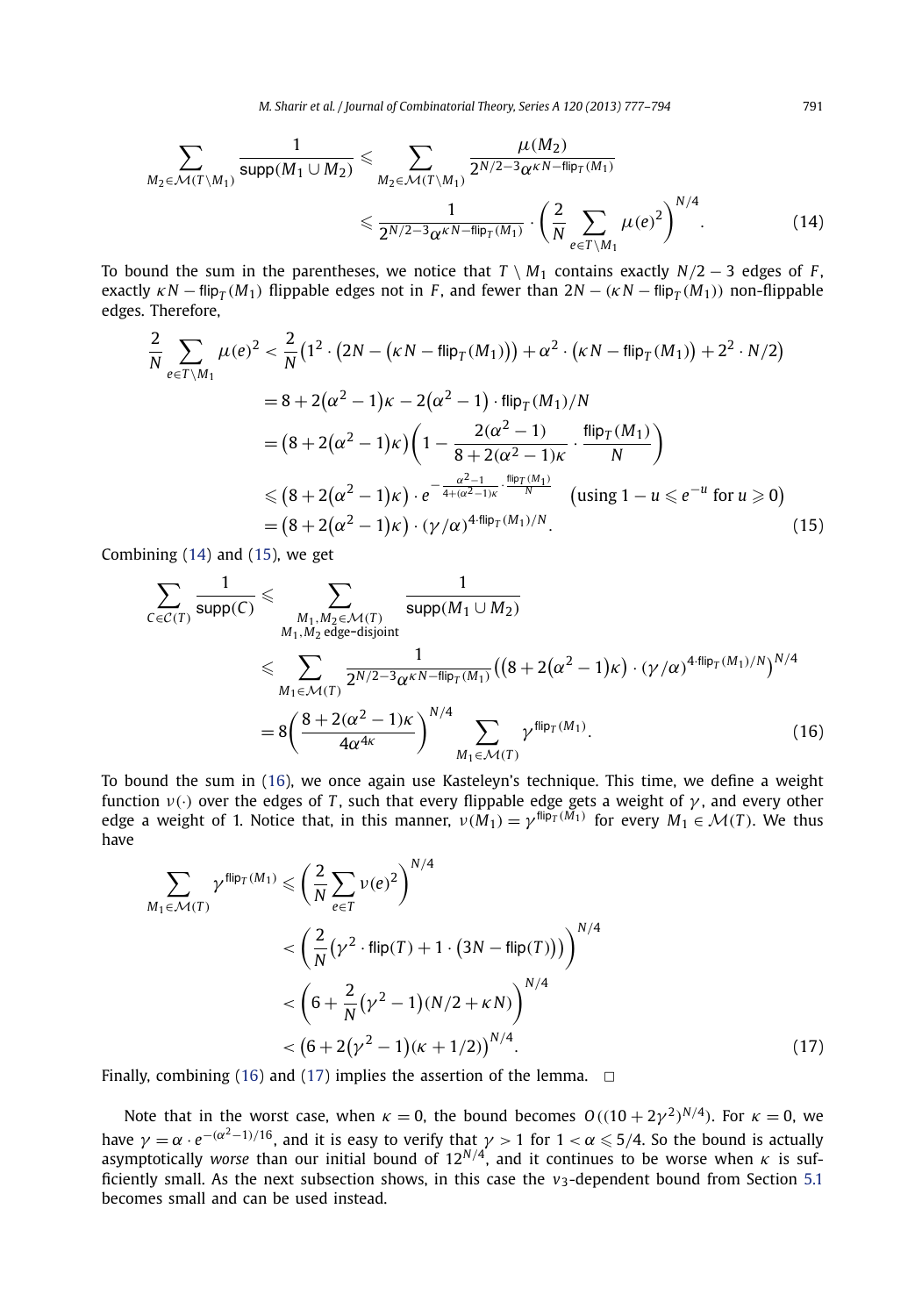$$\sum_{M_2 \in \mathcal{M}(T \setminus M_1)} \frac{1}{\mathsf{supp}(M_1 \cup M_2)} \leqslant \sum_{M_2 \in \mathcal{M}(T \setminus M_1)} \frac{\mu(M_2)}{2^{N/2-3}\alpha^{\kappa N - \mathsf{flip}_T(M_1)}}$$

$$\leqslant \frac{1}{2^{N/2-3}\alpha^{\kappa N - \mathsf{flip}_T(M_1)}} \cdot \left( \frac{2}{N} \sum_{e \in T \setminus M_1} \mu(e)^2 \right)^{N/4}. \tag{14}$$

To bound the sum in the parentheses, we notice that $T \setminus M_1$ contains exactly $N/2 - 3$ edges of $F$, exactly $\kappa N - \mathsf{flip}_T(M_1)$ flippable edges not in $F$, and fewer than $2N - (\kappa N - \mathsf{flip}_T(M_1))$ non-flippable edges. Therefore,

$$\begin{aligned}
\frac{2}{N} \sum_{e \in T \setminus M_1} \mu(e)^2 &< \frac{2}{N}\left(1^2 \cdot \left(2N - \left(\kappa N - \mathsf{flip}_T(M_1)\right)\right) + \alpha^2 \cdot \left(\kappa N - \mathsf{flip}_T(M_1)\right) + 2^2 \cdot N/2\right) \\
&= 8 + 2\left(\alpha^2 - 1\right)\kappa - 2\left(\alpha^2 - 1\right) \cdot \mathsf{flip}_T(M_1)/N \\
&= \left(8 + 2\left(\alpha^2 - 1\right)\kappa\right)\left(1 - \frac{2(\alpha^2 - 1)}{8 + 2(\alpha^2 - 1)\kappa} \cdot \frac{\mathsf{flip}_T(M_1)}{N}\right) \\
&\leqslant \left(8 + 2\left(\alpha^2 - 1\right)\kappa\right) \cdot e^{-\frac{\alpha^2 - 1}{4 + (\alpha^2 - 1)\kappa} \cdot \frac{\mathsf{flip}_T(M_1)}{N}} \quad \left(\text{using } 1 - u \leqslant e^{-u} \text{ for } u \geqslant 0\right) \\
&= \left(8 + 2\left(\alpha^2 - 1\right)\kappa\right) \cdot (\gamma/\alpha)^{4 \cdot \mathsf{flip}_T(M_1)/N}.
\end{aligned} \tag{15}$$

Combining (14) and (15), we get

$$\begin{aligned}
\sum_{C \in \mathcal{C}(T)} \frac{1}{\mathsf{supp}(C)} &\leqslant \sum_{\substack{M_1, M_2 \in \mathcal{M}(T) \\ M_1, M_2 \text{ edge-disjoint}}} \frac{1}{\mathsf{supp}(M_1 \cup M_2)} \\
&\leqslant \sum_{M_1 \in \mathcal{M}(T)} \frac{1}{2^{N/2-3}\alpha^{\kappa N - \mathsf{flip}_T(M_1)}} \left(\left(8 + 2\left(\alpha^2 - 1\right)\kappa\right) \cdot (\gamma/\alpha)^{4 \cdot \mathsf{flip}_T(M_1)/N}\right)^{N/4} \\
&= 8\left(\frac{8 + 2(\alpha^2 - 1)\kappa}{4\alpha^{4\kappa}}\right)^{N/4} \sum_{M_1 \in \mathcal{M}(T)} \gamma^{\mathsf{flip}_T(M_1)}.
\end{aligned} \tag{16}$$

To bound the sum in (16), we once again use Kasteleyn's technique. This time, we define a weight function $\nu(\cdot)$ over the edges of $T$, such that every flippable edge gets a weight of $\gamma$, and every other edge a weight of 1. Notice that, in this manner, $\nu(M_1) = \gamma^{\mathsf{flip}_T(M_1)}$ for every $M_1 \in \mathcal{M}(T)$. We thus have

$$\begin{aligned}
\sum_{M_1 \in \mathcal{M}(T)} \gamma^{\mathsf{flip}_T(M_1)} &\leqslant \left(\frac{2}{N} \sum_{e \in T} \nu(e)^2\right)^{N/4} \\
&< \left(\frac{2}{N}\left(\gamma^2 \cdot \mathsf{flip}(T) + 1 \cdot \left(3N - \mathsf{flip}(T)\right)\right)\right)^{N/4} \\
&< \left(6 + \frac{2}{N}\left(\gamma^2 - 1\right)(N/2 + \kappa N)\right)^{N/4} \\
&< \left(6 + 2\left(\gamma^2 - 1\right)(\kappa + 1/2)\right)^{N/4}.
\end{aligned} \tag{17}$$

Finally, combining (16) and (17) implies the assertion of the lemma. $\square$

Note that in the worst case, when $\kappa = 0$, the bound becomes $O((10 + 2\gamma^2)^{N/4})$. For $\kappa = 0$, we have $\gamma = \alpha \cdot e^{-(\alpha^2 - 1)/16}$, and it is easy to verify that $\gamma > 1$ for $1 < \alpha \leqslant 5/4$. So the bound is actually asymptotically *worse* than our initial bound of $12^{N/4}$, and it continues to be worse when $\kappa$ is sufficiently small. As the next subsection shows, in this case the $v_3$-dependent bound from Section 5.1 becomes small and can be used instead.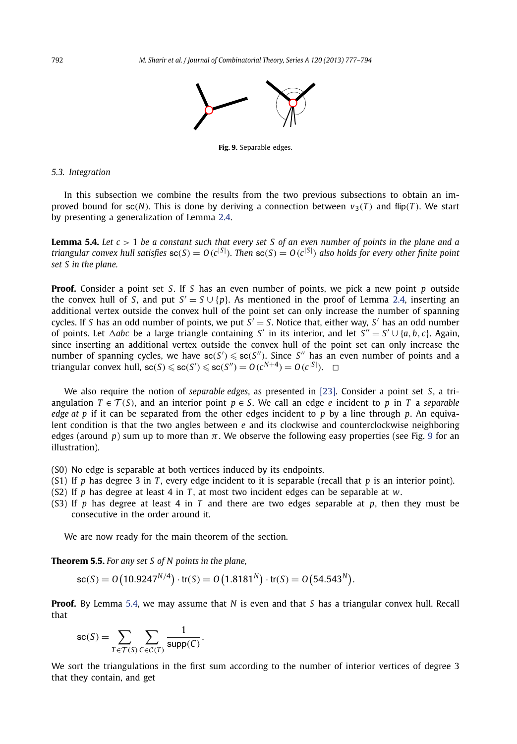**Fig. 9.** Separable edges.

### 5.3. Integration

In this subsection we combine the results from the two previous subsections to obtain an improved bound for $\mathsf{sc}(N)$. This is done by deriving a connection between $v_3(T)$ and $\mathsf{flip}(T)$. We start by presenting a generalization of Lemma 2.4.

**Lemma 5.4.** *Let $c > 1$ be a constant such that every set $S$ of an even number of points in the plane and a triangular convex hull satisfies $\mathsf{sc}(S) = O(c^{|S|})$. Then $\mathsf{sc}(S) = O(c^{|S|})$ also holds for every other finite point set $S$ in the plane.*

**Proof.** Consider a point set $S$. If $S$ has an even number of points, we pick a new point $p$ outside the convex hull of $S$, and put $S' = S \cup \{p\}$. As mentioned in the proof of Lemma 2.4, inserting an additional vertex outside the convex hull of the point set can only increase the number of spanning cycles. If $S$ has an odd number of points, we put $S' = S$. Notice that, either way, $S'$ has an odd number of points. Let $\Delta abc$ be a large triangle containing $S'$ in its interior, and let $S'' = S' \cup \{a, b, c\}$. Again, since inserting an additional vertex outside the convex hull of the point set can only increase the number of spanning cycles, we have $\mathsf{sc}(S') \leqslant \mathsf{sc}(S'')$. Since $S''$ has an even number of points and a triangular convex hull, $\mathsf{sc}(S) \leqslant \mathsf{sc}(S') \leqslant \mathsf{sc}(S'') = O(c^{N+4}) = O(c^{|S|})$. $\square$

We also require the notion of *separable edges*, as presented in [23]. Consider a point set $S$, a triangulation $T \in \mathcal{T}(S)$, and an interior point $p \in S$. We call an edge $e$ incident to $p$ in $T$ a *separable edge at $p$* if it can be separated from the other edges incident to $p$ by a line through $p$. An equivalent condition is that the two angles between $e$ and its clockwise and counterclockwise neighboring edges (around $p$) sum up to more than $\pi$. We observe the following easy properties (see Fig. 9 for an illustration).

- (S0) No edge is separable at both vertices induced by its endpoints.
- (S1) If $p$ has degree 3 in $T$, every edge incident to it is separable (recall that $p$ is an interior point).
- (S2) If $p$ has degree at least 4 in $T$, at most two incident edges can be separable at $w$.
- (S3) If $p$ has degree at least 4 in $T$ and there are two edges separable at $p$, then they must be consecutive in the order around it.

We are now ready for the main theorem of the section.

**Theorem 5.5.** *For any set $S$ of $N$ points in the plane,*

$$\mathsf{sc}(S) = O\left(10.9247^{N/4}\right) \cdot \mathsf{tr}(S) = O\left(1.8181^{N}\right) \cdot \mathsf{tr}(S) = O\left(54.543^{N}\right).$$

**Proof.** By Lemma 5.4, we may assume that $N$ is even and that $S$ has a triangular convex hull. Recall that

$$\mathsf{sc}(S) = \sum_{T \in \mathcal{T}(S)} \sum_{C \in \mathcal{C}(T)} \frac{1}{\mathsf{supp}(C)}.$$

We sort the triangulations in the first sum according to the number of interior vertices of degree 3 that they contain, and get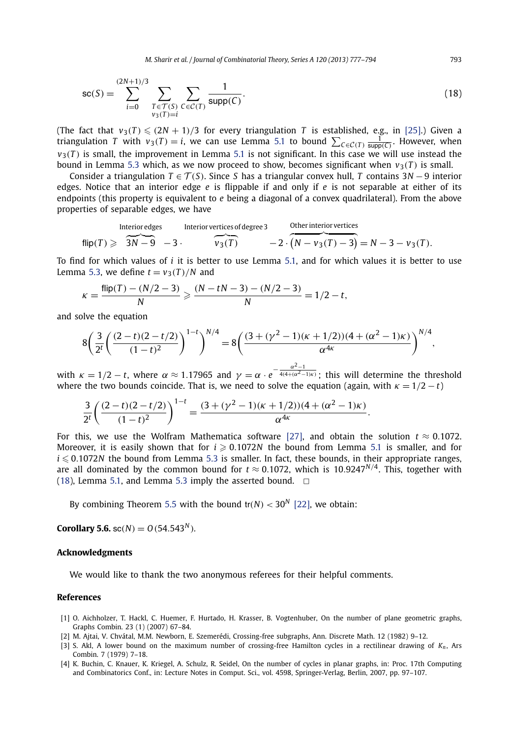$$\mathsf{sc}(S) = \sum_{i=0}^{(2N+1)/3} \sum_{\substack{T \in \mathcal{T}(S) \\ v_3(T)=i}} \sum_{C \in \mathcal{C}(T)} \frac{1}{\mathsf{supp}(C)}. \tag{18}$$

(The fact that $v_3(T) \leqslant (2N+1)/3$ for every triangulation $T$ is established, e.g., in [25].) Given a triangulation $T$ with $v_3(T) = i$, we can use Lemma 5.1 to bound $\sum_{C \in \mathcal{C}(T)} \frac{1}{\mathsf{supp}(C)}$. However, when $v_3(T)$ is small, the improvement in Lemma 5.1 is not significant. In this case we will use instead the bound in Lemma 5.3 which, as we now proceed to show, becomes significant when $v_3(T)$ is small.

Consider a triangulation $T \in \mathcal{T}(S)$. Since $S$ has a triangular convex hull, $T$ contains $3N - 9$ interior edges. Notice that an interior edge $e$ is flippable if and only if $e$ is not separable at either of its endpoints (this property is equivalent to $e$ being a diagonal of a convex quadrilateral). From the above properties of separable edges, we have

$$\mathsf{flip}(T) \geqslant \overbrace{3N-9}^{\text{Interior edges}} - 3 \cdot \overbrace{v_3(T)}^{\text{Interior vertices of degree 3}} - 2 \cdot \overbrace{\big(N - v_3(T) - 3\big)}^{\text{Other interior vertices}} = N - 3 - v_3(T).$$

To find for which values of $i$ it is better to use Lemma 5.1, and for which values it is better to use Lemma 5.3, we define $t = v_3(T)/N$ and

$$\kappa = \frac{\mathsf{flip}(T) - (N/2 - 3)}{N} \geqslant \frac{(N - tN - 3) - (N/2 - 3)}{N} = 1/2 - t,$$

and solve the equation

$$8\left(\frac{3}{2^t}\left(\frac{(2-t)(2-t/2)}{(1-t)^2}\right)^{1-t}\right)^{N/4} = 8\left(\frac{(3 + (\gamma^2 - 1)(\kappa + 1/2))(4 + (\alpha^2 - 1)\kappa)}{\alpha^{4\kappa}}\right)^{N/4},$$

with $\kappa = 1/2 - t$, where $\alpha \approx 1.17965$ and $\gamma = \alpha \cdot e^{-\frac{\alpha^2 - 1}{4(4 + (\alpha^2 - 1)\kappa)}}$; this will determine the threshold where the two bounds coincide. That is, we need to solve the equation (again, with $\kappa = 1/2 - t$)

$$\frac{3}{2^t}\left(\frac{(2-t)(2-t/2)}{(1-t)^2}\right)^{1-t} = \frac{(3 + (\gamma^2 - 1)(\kappa + 1/2))(4 + (\alpha^2 - 1)\kappa)}{\alpha^{4\kappa}}.$$

For this, we use the Wolfram Mathematica software [27], and obtain the solution $t \approx 0.1072$. Moreover, it is easily shown that for $i \geqslant 0.1072N$ the bound from Lemma 5.1 is smaller, and for $i \leqslant 0.1072N$ the bound from Lemma 5.3 is smaller. In fact, these bounds, in their appropriate ranges, are all dominated by the common bound for $t \approx 0.1072$, which is $10.9247^{N/4}$. This, together with (18), Lemma 5.1, and Lemma 5.3 imply the asserted bound. $\square$

By combining Theorem 5.5 with the bound $\mathsf{tr}(N) < 30^N$ [22], we obtain:

**Corollary 5.6.** $\mathsf{sc}(N) = O(54.543^N)$.

## Acknowledgments

We would like to thank the two anonymous referees for their helpful comments.

## References

[1] O. Aichholzer, T. Hackl, C. Huemer, F. Hurtado, H. Krasser, B. Vogtenhuber, On the number of plane geometric graphs, Graphs Combin. 23 (1) (2007) 67–84.

[2] M. Ajtai, V. Chvátal, M.M. Newborn, E. Szemerédi, Crossing-free subgraphs, Ann. Discrete Math. 12 (1982) 9–12.

[3] S. Akl, A lower bound on the maximum number of crossing-free Hamilton cycles in a rectilinear drawing of $K_n$, Ars Combin. 7 (1979) 7–18.

[4] K. Buchin, C. Knauer, K. Kriegel, A. Schulz, R. Seidel, On the number of cycles in planar graphs, in: Proc. 17th Computing and Combinatorics Conf., in: Lecture Notes in Comput. Sci., vol. 4598, Springer-Verlag, Berlin, 2007, pp. 97–107.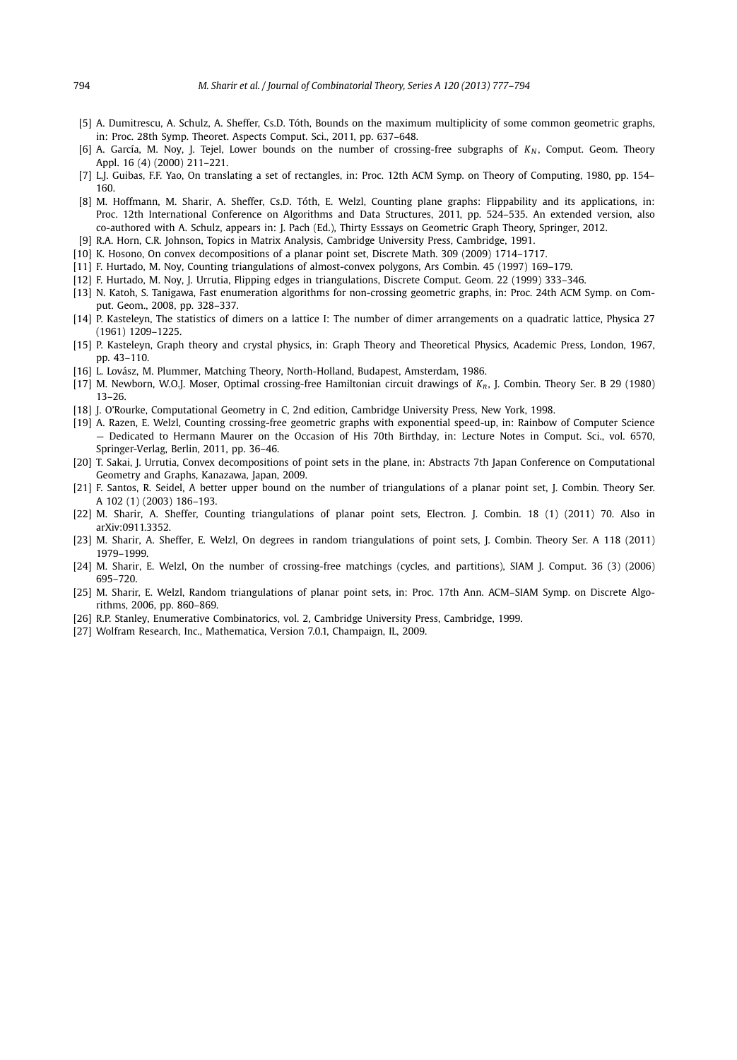[5] A. Dumitrescu, A. Schulz, A. Sheffer, Cs.D. Tóth, Bounds on the maximum multiplicity of some common geometric graphs, in: Proc. 28th Symp. Theoret. Aspects Comput. Sci., 2011, pp. 637–648.

[6] A. García, M. Noy, J. Tejel, Lower bounds on the number of crossing-free subgraphs of $K_N$, Comput. Geom. Theory Appl. 16 (4) (2000) 211–221.

[7] L.J. Guibas, F.F. Yao, On translating a set of rectangles, in: Proc. 12th ACM Symp. on Theory of Computing, 1980, pp. 154–160.

[8] M. Hoffmann, M. Sharir, A. Sheffer, Cs.D. Tóth, E. Welzl, Counting plane graphs: Flippability and its applications, in: Proc. 12th International Conference on Algorithms and Data Structures, 2011, pp. 524–535. An extended version, also co-authored with A. Schulz, appears in: J. Pach (Ed.), Thirty Esssays on Geometric Graph Theory, Springer, 2012.

[9] R.A. Horn, C.R. Johnson, Topics in Matrix Analysis, Cambridge University Press, Cambridge, 1991.

[10] K. Hosono, On convex decompositions of a planar point set, Discrete Math. 309 (2009) 1714–1717.

[11] F. Hurtado, M. Noy, Counting triangulations of almost-convex polygons, Ars Combin. 45 (1997) 169–179.

[12] F. Hurtado, M. Noy, J. Urrutia, Flipping edges in triangulations, Discrete Comput. Geom. 22 (1999) 333–346.

[13] N. Katoh, S. Tanigawa, Fast enumeration algorithms for non-crossing geometric graphs, in: Proc. 24th ACM Symp. on Comput. Geom., 2008, pp. 328–337.

[14] P. Kasteleyn, The statistics of dimers on a lattice I: The number of dimer arrangements on a quadratic lattice, Physica 27 (1961) 1209–1225.

[15] P. Kasteleyn, Graph theory and crystal physics, in: Graph Theory and Theoretical Physics, Academic Press, London, 1967, pp. 43–110.

[16] L. Lovász, M. Plummer, Matching Theory, North-Holland, Budapest, Amsterdam, 1986.

[17] M. Newborn, W.O.J. Moser, Optimal crossing-free Hamiltonian circuit drawings of $K_n$, J. Combin. Theory Ser. B 29 (1980) 13–26.

[18] J. O'Rourke, Computational Geometry in C, 2nd edition, Cambridge University Press, New York, 1998.

[19] A. Razen, E. Welzl, Counting crossing-free geometric graphs with exponential speed-up, in: Rainbow of Computer Science — Dedicated to Hermann Maurer on the Occasion of His 70th Birthday, in: Lecture Notes in Comput. Sci., vol. 6570, Springer-Verlag, Berlin, 2011, pp. 36–46.

[20] T. Sakai, J. Urrutia, Convex decompositions of point sets in the plane, in: Abstracts 7th Japan Conference on Computational Geometry and Graphs, Kanazawa, Japan, 2009.

[21] F. Santos, R. Seidel, A better upper bound on the number of triangulations of a planar point set, J. Combin. Theory Ser. A 102 (1) (2003) 186–193.

[22] M. Sharir, A. Sheffer, Counting triangulations of planar point sets, Electron. J. Combin. 18 (1) (2011) 70. Also in arXiv:0911.3352.

[23] M. Sharir, A. Sheffer, E. Welzl, On degrees in random triangulations of point sets, J. Combin. Theory Ser. A 118 (2011) 1979–1999.

[24] M. Sharir, E. Welzl, On the number of crossing-free matchings (cycles, and partitions), SIAM J. Comput. 36 (3) (2006) 695–720.

[25] M. Sharir, E. Welzl, Random triangulations of planar point sets, in: Proc. 17th Ann. ACM–SIAM Symp. on Discrete Algorithms, 2006, pp. 860–869.

[26] R.P. Stanley, Enumerative Combinatorics, vol. 2, Cambridge University Press, Cambridge, 1999.

[27] Wolfram Research, Inc., Mathematica, Version 7.0.1, Champaign, IL, 2009.